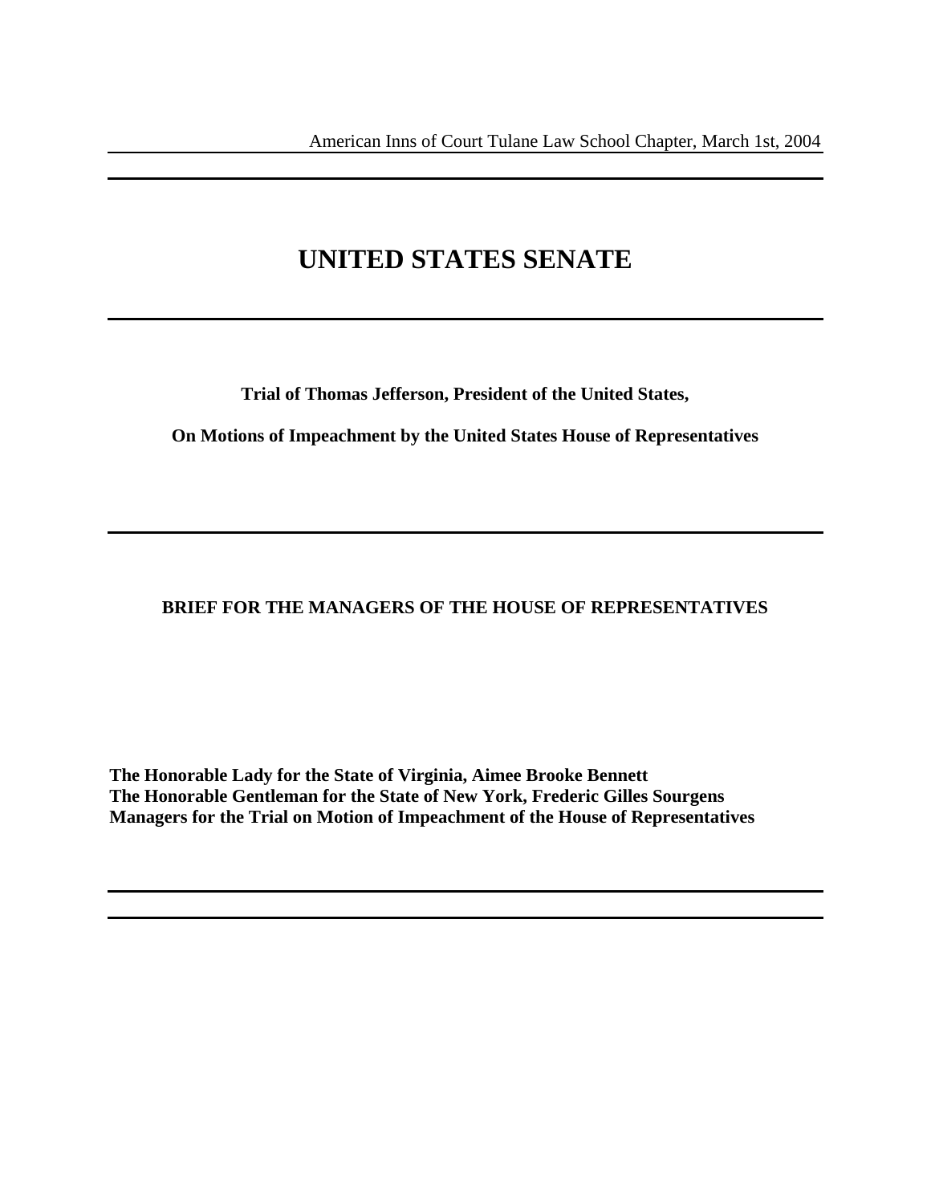American Inns of Court Tulane Law School Chapter, March 1st, 2004

# UNITED STATES SENATE

**Trial of Thomas Jefferson, President of the United States,**

**On Motions of Impeachment by the United States House of Representatives**

## BRIEF FOR THE MANAGERS OF THE HOUSE OF REPRESENTATIVES

**The Honorable Lady for the State of Virginia, Aimee Brooke Bennett**
**The Honorable Gentleman for the State of New York, Frederic Gilles Sourgens**
**Managers for the Trial on Motion of Impeachment of the House of Representatives**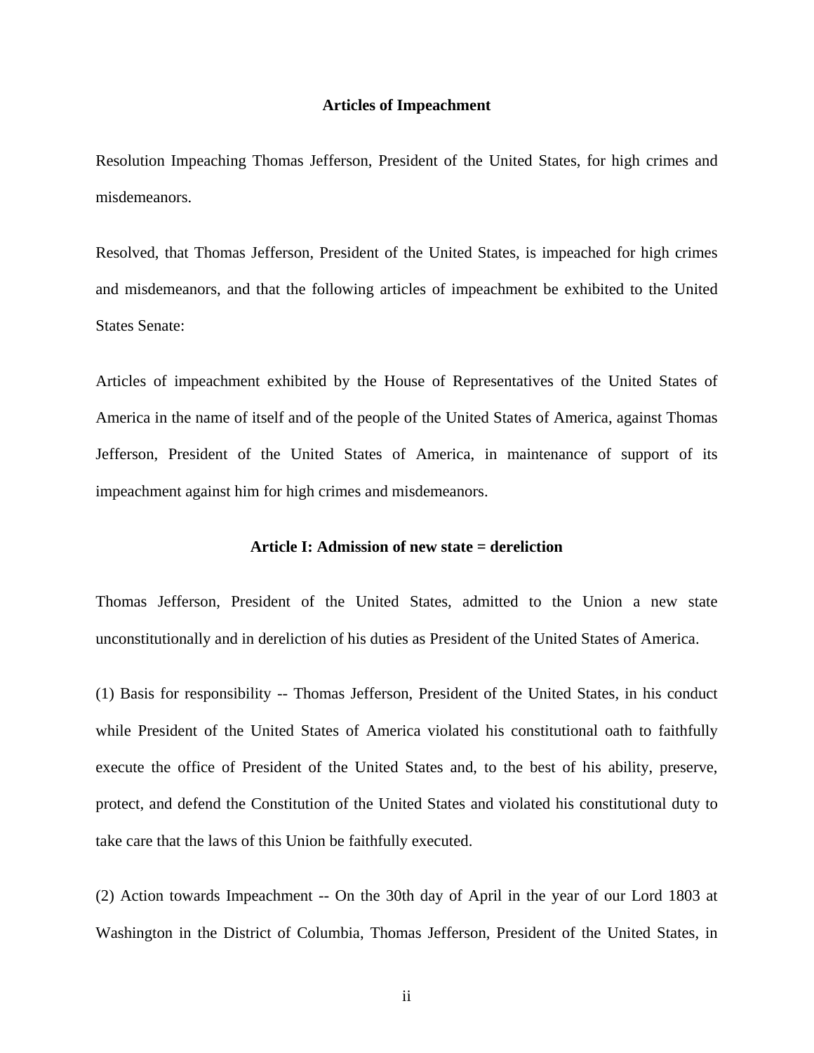**Articles of Impeachment**

Resolution Impeaching Thomas Jefferson, President of the United States, for high crimes and misdemeanors.

Resolved, that Thomas Jefferson, President of the United States, is impeached for high crimes and misdemeanors, and that the following articles of impeachment be exhibited to the United States Senate:

Articles of impeachment exhibited by the House of Representatives of the United States of America in the name of itself and of the people of the United States of America, against Thomas Jefferson, President of the United States of America, in maintenance of support of its impeachment against him for high crimes and misdemeanors.

**Article I: Admission of new state = dereliction**

Thomas Jefferson, President of the United States, admitted to the Union a new state unconstitutionally and in dereliction of his duties as President of the United States of America.

(1) Basis for responsibility -- Thomas Jefferson, President of the United States, in his conduct while President of the United States of America violated his constitutional oath to faithfully execute the office of President of the United States and, to the best of his ability, preserve, protect, and defend the Constitution of the United States and violated his constitutional duty to take care that the laws of this Union be faithfully executed.

(2) Action towards Impeachment -- On the 30th day of April in the year of our Lord 1803 at Washington in the District of Columbia, Thomas Jefferson, President of the United States, in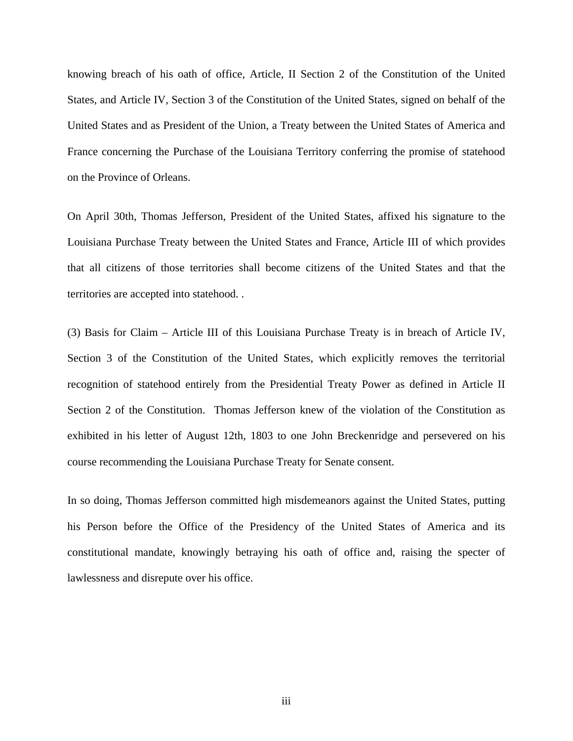knowing breach of his oath of office, Article, II Section 2 of the Constitution of the United States, and Article IV, Section 3 of the Constitution of the United States, signed on behalf of the United States and as President of the Union, a Treaty between the United States of America and France concerning the Purchase of the Louisiana Territory conferring the promise of statehood on the Province of Orleans.

On April 30th, Thomas Jefferson, President of the United States, affixed his signature to the Louisiana Purchase Treaty between the United States and France, Article III of which provides that all citizens of those territories shall become citizens of the United States and that the territories are accepted into statehood. .

(3) Basis for Claim – Article III of this Louisiana Purchase Treaty is in breach of Article IV, Section 3 of the Constitution of the United States, which explicitly removes the territorial recognition of statehood entirely from the Presidential Treaty Power as defined in Article II Section 2 of the Constitution. Thomas Jefferson knew of the violation of the Constitution as exhibited in his letter of August 12th, 1803 to one John Breckenridge and persevered on his course recommending the Louisiana Purchase Treaty for Senate consent.

In so doing, Thomas Jefferson committed high misdemeanors against the United States, putting his Person before the Office of the Presidency of the United States of America and its constitutional mandate, knowingly betraying his oath of office and, raising the specter of lawlessness and disrepute over his office.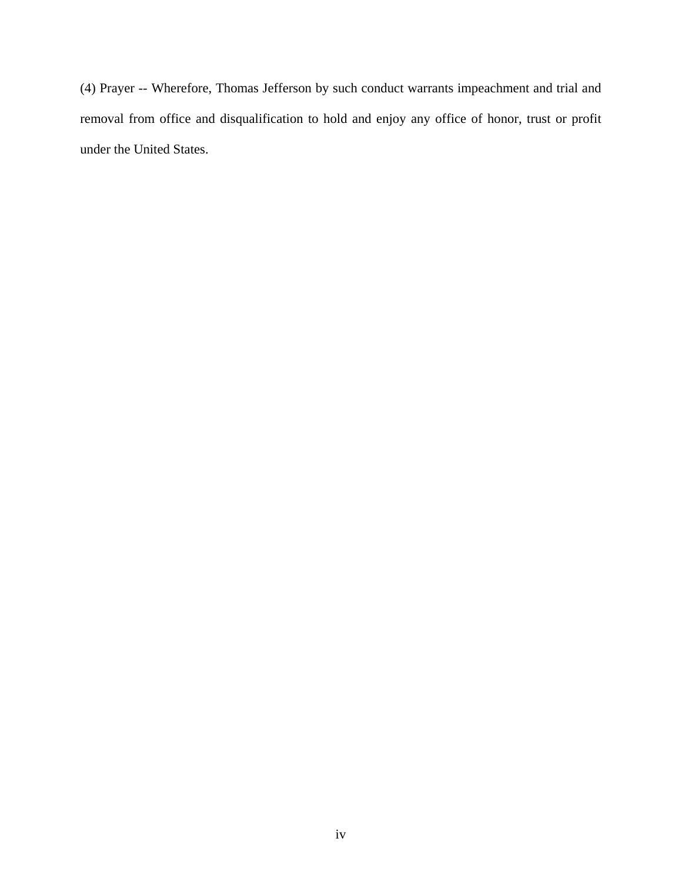(4) Prayer -- Wherefore, Thomas Jefferson by such conduct warrants impeachment and trial and removal from office and disqualification to hold and enjoy any office of honor, trust or profit under the United States.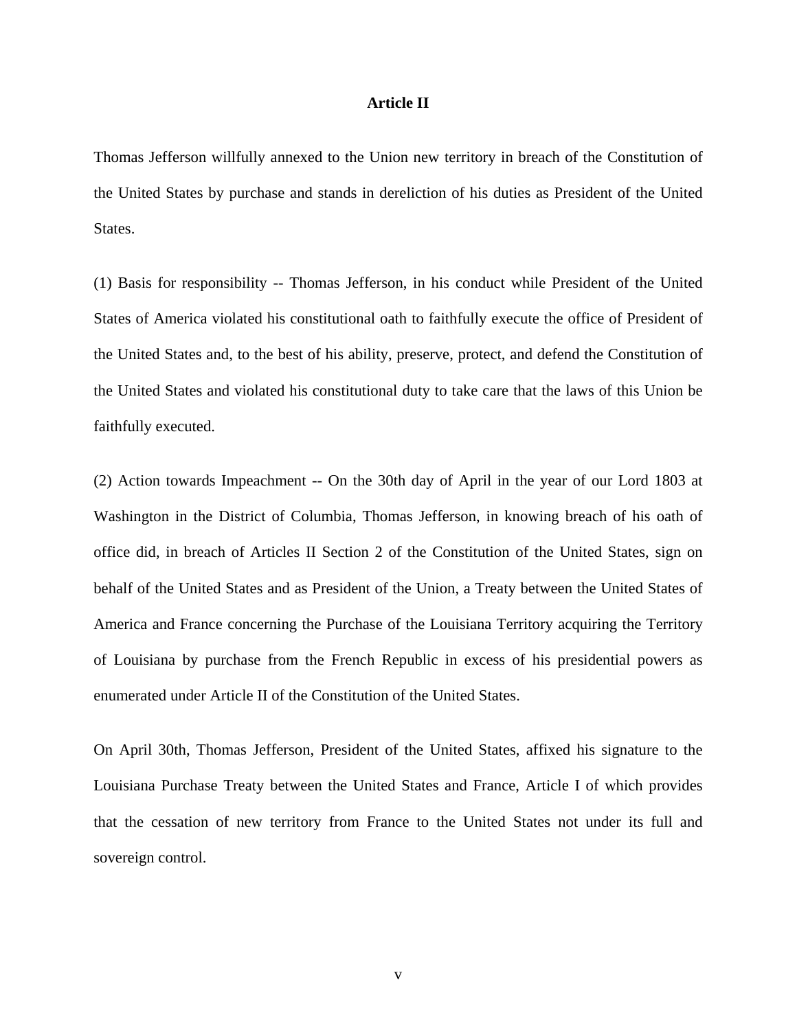**Article II**

Thomas Jefferson willfully annexed to the Union new territory in breach of the Constitution of the United States by purchase and stands in dereliction of his duties as President of the United States.

(1) Basis for responsibility -- Thomas Jefferson, in his conduct while President of the United States of America violated his constitutional oath to faithfully execute the office of President of the United States and, to the best of his ability, preserve, protect, and defend the Constitution of the United States and violated his constitutional duty to take care that the laws of this Union be faithfully executed.

(2) Action towards Impeachment -- On the 30th day of April in the year of our Lord 1803 at Washington in the District of Columbia, Thomas Jefferson, in knowing breach of his oath of office did, in breach of Articles II Section 2 of the Constitution of the United States, sign on behalf of the United States and as President of the Union, a Treaty between the United States of America and France concerning the Purchase of the Louisiana Territory acquiring the Territory of Louisiana by purchase from the French Republic in excess of his presidential powers as enumerated under Article II of the Constitution of the United States.

On April 30th, Thomas Jefferson, President of the United States, affixed his signature to the Louisiana Purchase Treaty between the United States and France, Article I of which provides that the cessation of new territory from France to the United States not under its full and sovereign control.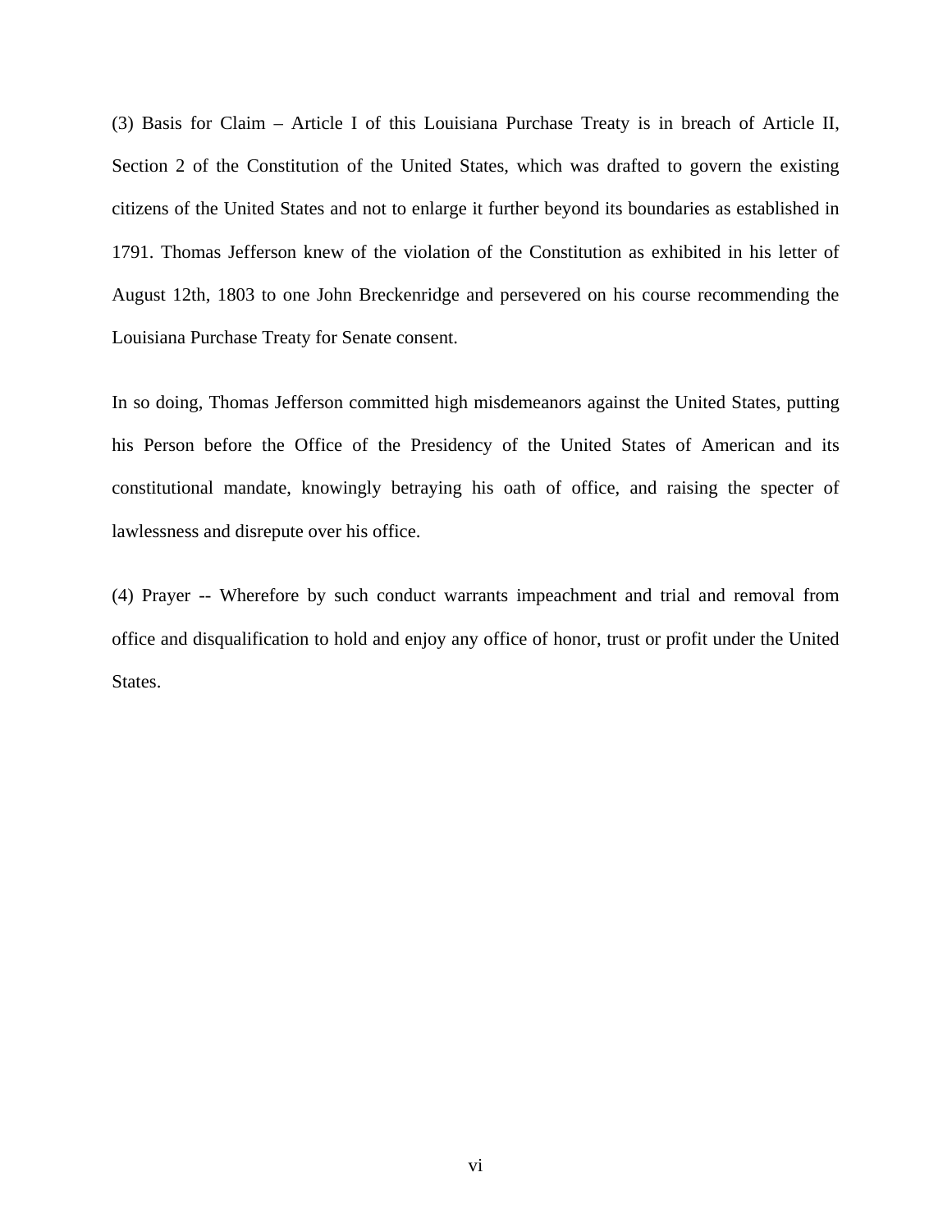(3) Basis for Claim – Article I of this Louisiana Purchase Treaty is in breach of Article II, Section 2 of the Constitution of the United States, which was drafted to govern the existing citizens of the United States and not to enlarge it further beyond its boundaries as established in 1791. Thomas Jefferson knew of the violation of the Constitution as exhibited in his letter of August 12th, 1803 to one John Breckenridge and persevered on his course recommending the Louisiana Purchase Treaty for Senate consent.

In so doing, Thomas Jefferson committed high misdemeanors against the United States, putting his Person before the Office of the Presidency of the United States of American and its constitutional mandate, knowingly betraying his oath of office, and raising the specter of lawlessness and disrepute over his office.

(4) Prayer -- Wherefore by such conduct warrants impeachment and trial and removal from office and disqualification to hold and enjoy any office of honor, trust or profit under the United States.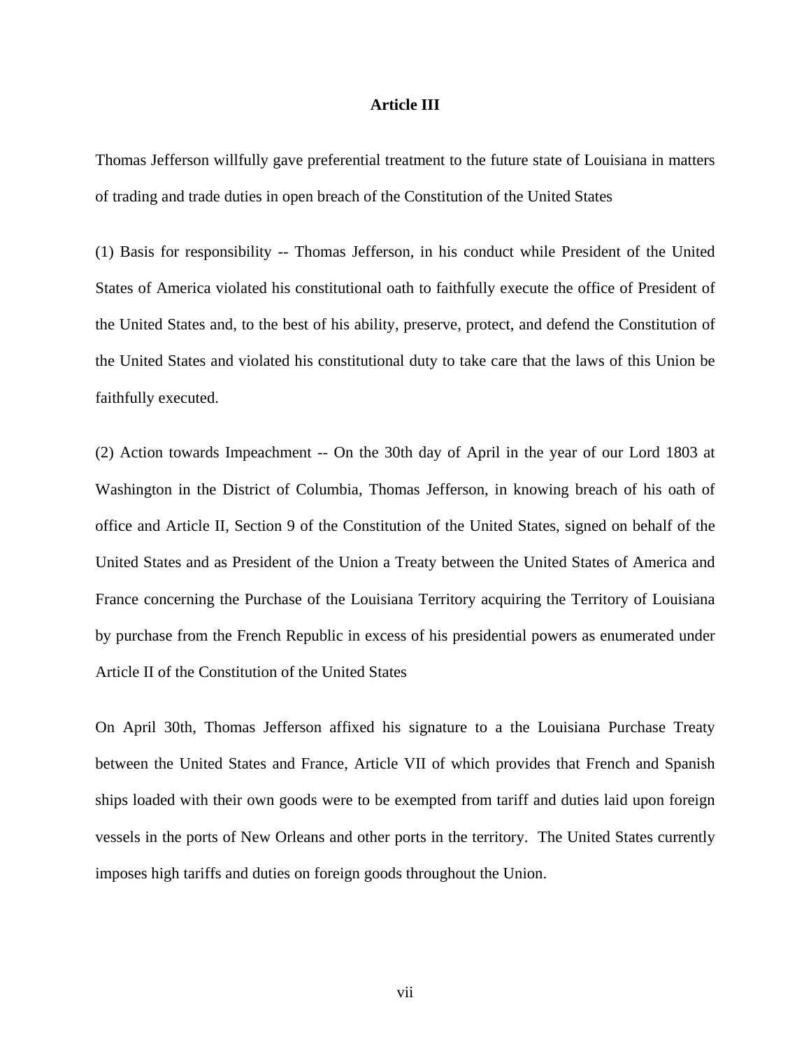## Article III

Thomas Jefferson willfully gave preferential treatment to the future state of Louisiana in matters of trading and trade duties in open breach of the Constitution of the United States

(1) Basis for responsibility -- Thomas Jefferson, in his conduct while President of the United States of America violated his constitutional oath to faithfully execute the office of President of the United States and, to the best of his ability, preserve, protect, and defend the Constitution of the United States and violated his constitutional duty to take care that the laws of this Union be faithfully executed.

(2) Action towards Impeachment -- On the 30th day of April in the year of our Lord 1803 at Washington in the District of Columbia, Thomas Jefferson, in knowing breach of his oath of office and Article II, Section 9 of the Constitution of the United States, signed on behalf of the United States and as President of the Union a Treaty between the United States of America and France concerning the Purchase of the Louisiana Territory acquiring the Territory of Louisiana by purchase from the French Republic in excess of his presidential powers as enumerated under Article II of the Constitution of the United States

On April 30th, Thomas Jefferson affixed his signature to a the Louisiana Purchase Treaty between the United States and France, Article VII of which provides that French and Spanish ships loaded with their own goods were to be exempted from tariff and duties laid upon foreign vessels in the ports of New Orleans and other ports in the territory. The United States currently imposes high tariffs and duties on foreign goods throughout the Union.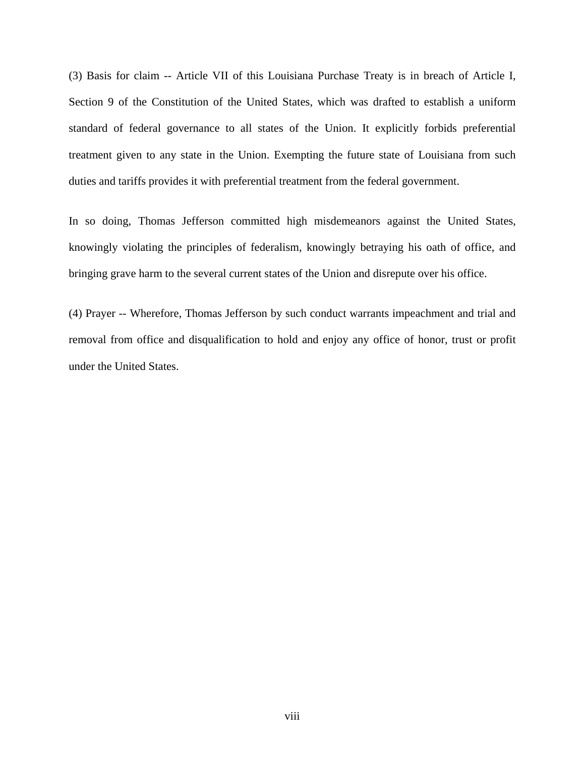(3) Basis for claim -- Article VII of this Louisiana Purchase Treaty is in breach of Article I, Section 9 of the Constitution of the United States, which was drafted to establish a uniform standard of federal governance to all states of the Union. It explicitly forbids preferential treatment given to any state in the Union. Exempting the future state of Louisiana from such duties and tariffs provides it with preferential treatment from the federal government.

In so doing, Thomas Jefferson committed high misdemeanors against the United States, knowingly violating the principles of federalism, knowingly betraying his oath of office, and bringing grave harm to the several current states of the Union and disrepute over his office.

(4) Prayer -- Wherefore, Thomas Jefferson by such conduct warrants impeachment and trial and removal from office and disqualification to hold and enjoy any office of honor, trust or profit under the United States.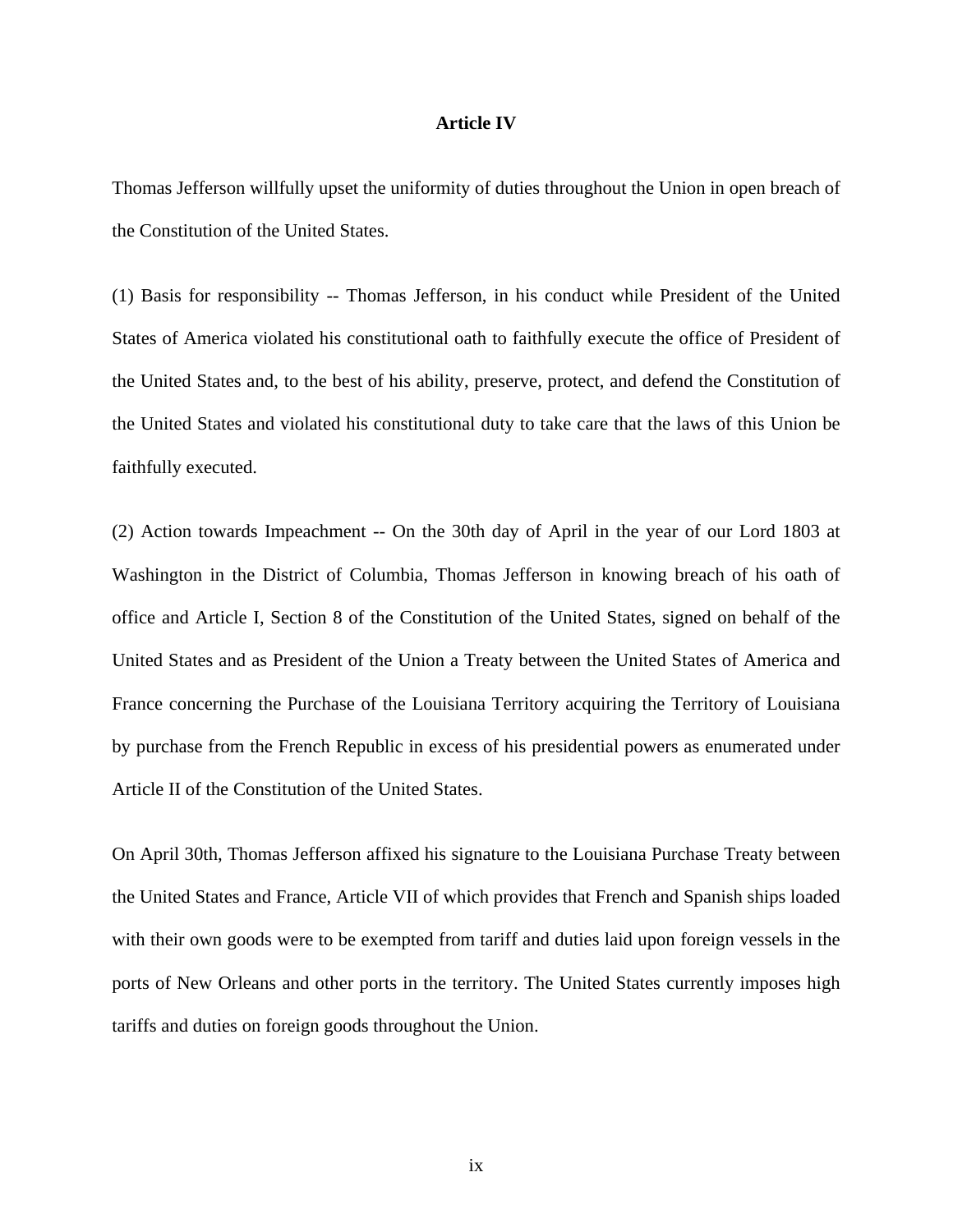## Article IV

Thomas Jefferson willfully upset the uniformity of duties throughout the Union in open breach of the Constitution of the United States.

(1) Basis for responsibility -- Thomas Jefferson, in his conduct while President of the United States of America violated his constitutional oath to faithfully execute the office of President of the United States and, to the best of his ability, preserve, protect, and defend the Constitution of the United States and violated his constitutional duty to take care that the laws of this Union be faithfully executed.

(2) Action towards Impeachment -- On the 30th day of April in the year of our Lord 1803 at Washington in the District of Columbia, Thomas Jefferson in knowing breach of his oath of office and Article I, Section 8 of the Constitution of the United States, signed on behalf of the United States and as President of the Union a Treaty between the United States of America and France concerning the Purchase of the Louisiana Territory acquiring the Territory of Louisiana by purchase from the French Republic in excess of his presidential powers as enumerated under Article II of the Constitution of the United States.

On April 30th, Thomas Jefferson affixed his signature to the Louisiana Purchase Treaty between the United States and France, Article VII of which provides that French and Spanish ships loaded with their own goods were to be exempted from tariff and duties laid upon foreign vessels in the ports of New Orleans and other ports in the territory. The United States currently imposes high tariffs and duties on foreign goods throughout the Union.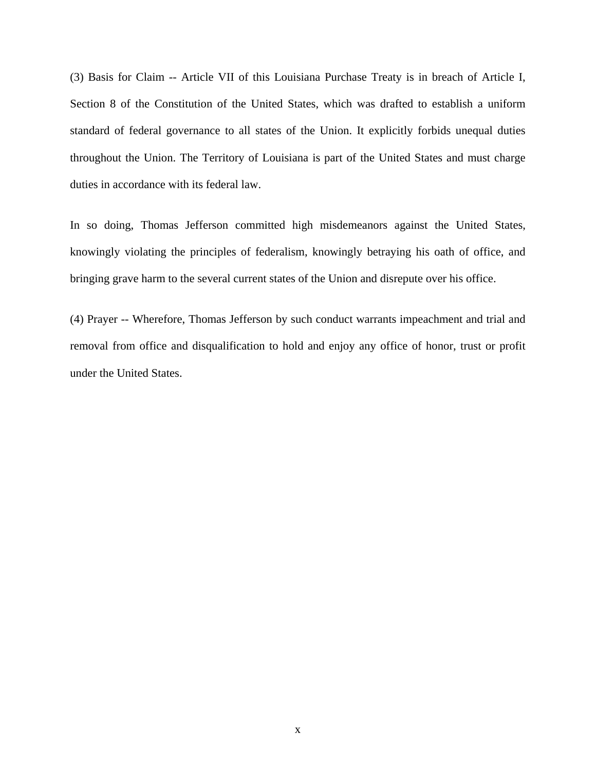(3) Basis for Claim -- Article VII of this Louisiana Purchase Treaty is in breach of Article I, Section 8 of the Constitution of the United States, which was drafted to establish a uniform standard of federal governance to all states of the Union. It explicitly forbids unequal duties throughout the Union. The Territory of Louisiana is part of the United States and must charge duties in accordance with its federal law.

In so doing, Thomas Jefferson committed high misdemeanors against the United States, knowingly violating the principles of federalism, knowingly betraying his oath of office, and bringing grave harm to the several current states of the Union and disrepute over his office.

(4) Prayer -- Wherefore, Thomas Jefferson by such conduct warrants impeachment and trial and removal from office and disqualification to hold and enjoy any office of honor, trust or profit under the United States.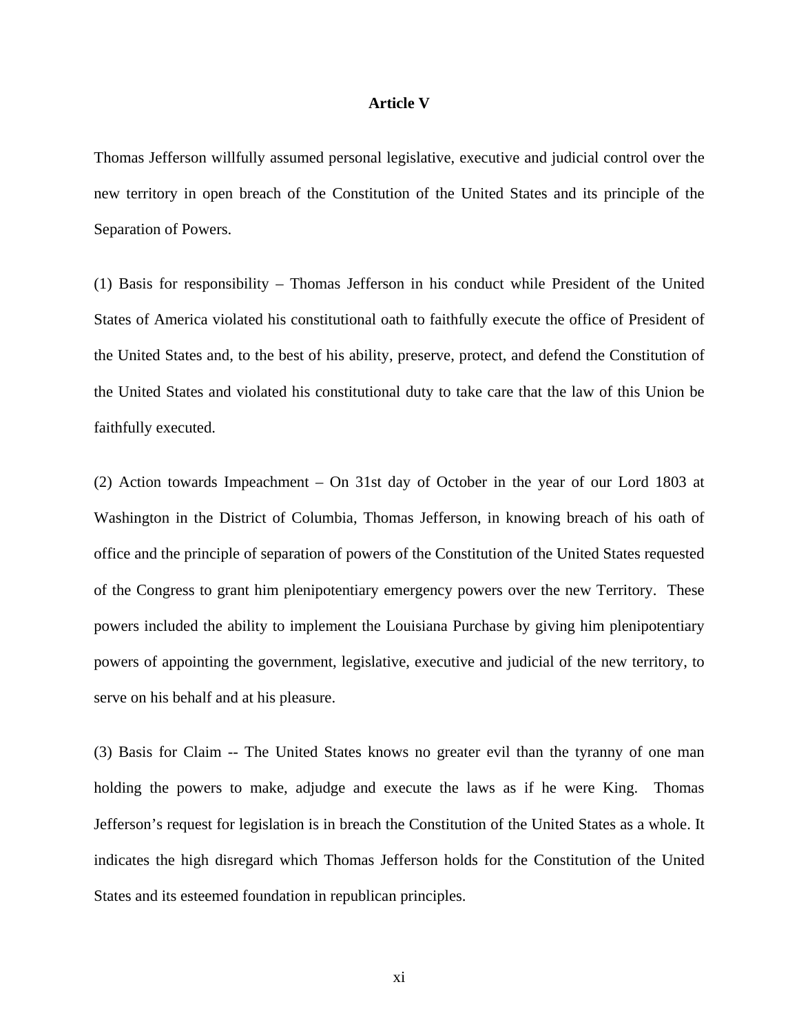## Article V

Thomas Jefferson willfully assumed personal legislative, executive and judicial control over the new territory in open breach of the Constitution of the United States and its principle of the Separation of Powers.

(1) Basis for responsibility – Thomas Jefferson in his conduct while President of the United States of America violated his constitutional oath to faithfully execute the office of President of the United States and, to the best of his ability, preserve, protect, and defend the Constitution of the United States and violated his constitutional duty to take care that the law of this Union be faithfully executed.

(2) Action towards Impeachment – On 31st day of October in the year of our Lord 1803 at Washington in the District of Columbia, Thomas Jefferson, in knowing breach of his oath of office and the principle of separation of powers of the Constitution of the United States requested of the Congress to grant him plenipotentiary emergency powers over the new Territory. These powers included the ability to implement the Louisiana Purchase by giving him plenipotentiary powers of appointing the government, legislative, executive and judicial of the new territory, to serve on his behalf and at his pleasure.

(3) Basis for Claim -- The United States knows no greater evil than the tyranny of one man holding the powers to make, adjudge and execute the laws as if he were King. Thomas Jefferson's request for legislation is in breach the Constitution of the United States as a whole. It indicates the high disregard which Thomas Jefferson holds for the Constitution of the United States and its esteemed foundation in republican principles.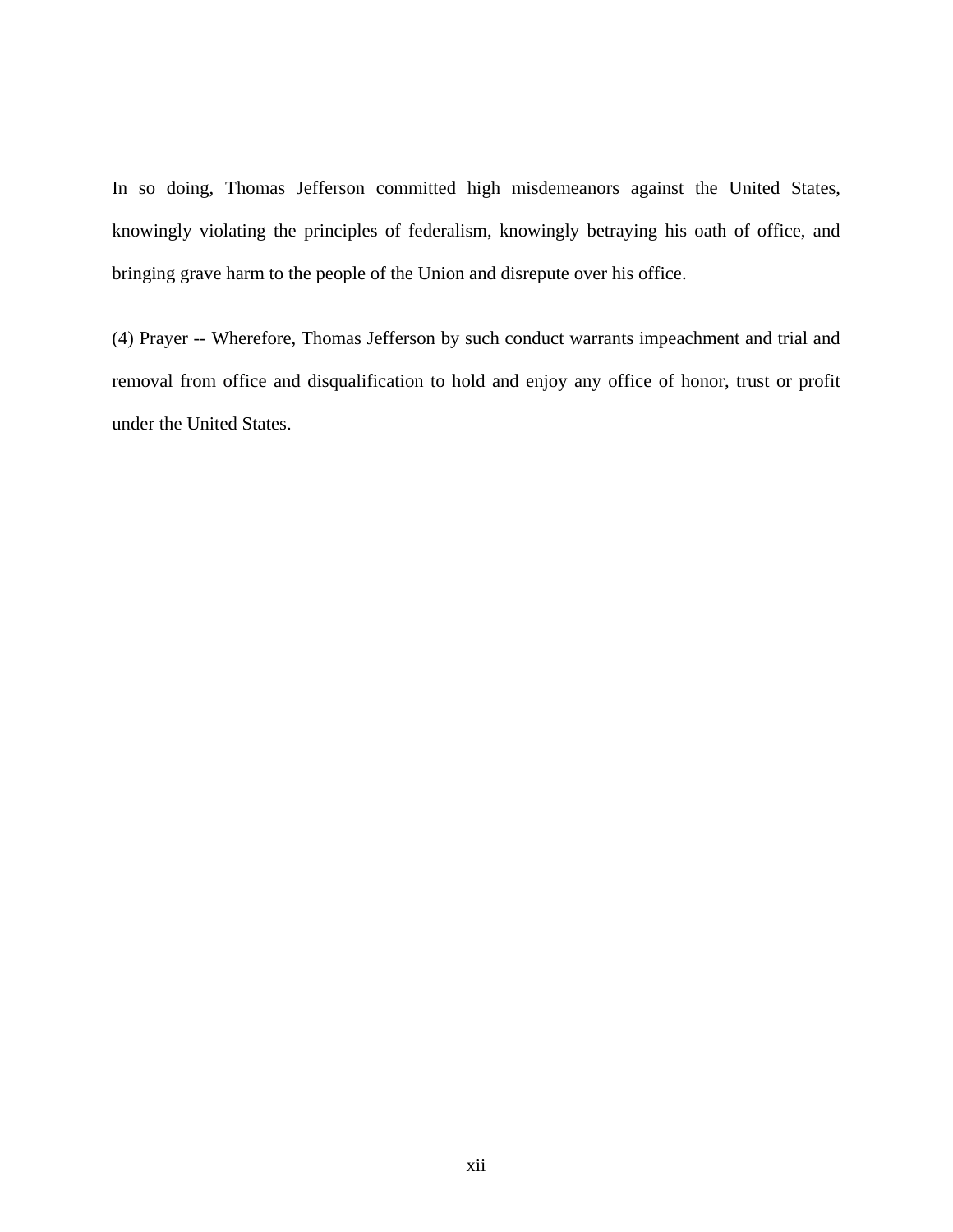In so doing, Thomas Jefferson committed high misdemeanors against the United States, knowingly violating the principles of federalism, knowingly betraying his oath of office, and bringing grave harm to the people of the Union and disrepute over his office.

(4) Prayer -- Wherefore, Thomas Jefferson by such conduct warrants impeachment and trial and removal from office and disqualification to hold and enjoy any office of honor, trust or profit under the United States.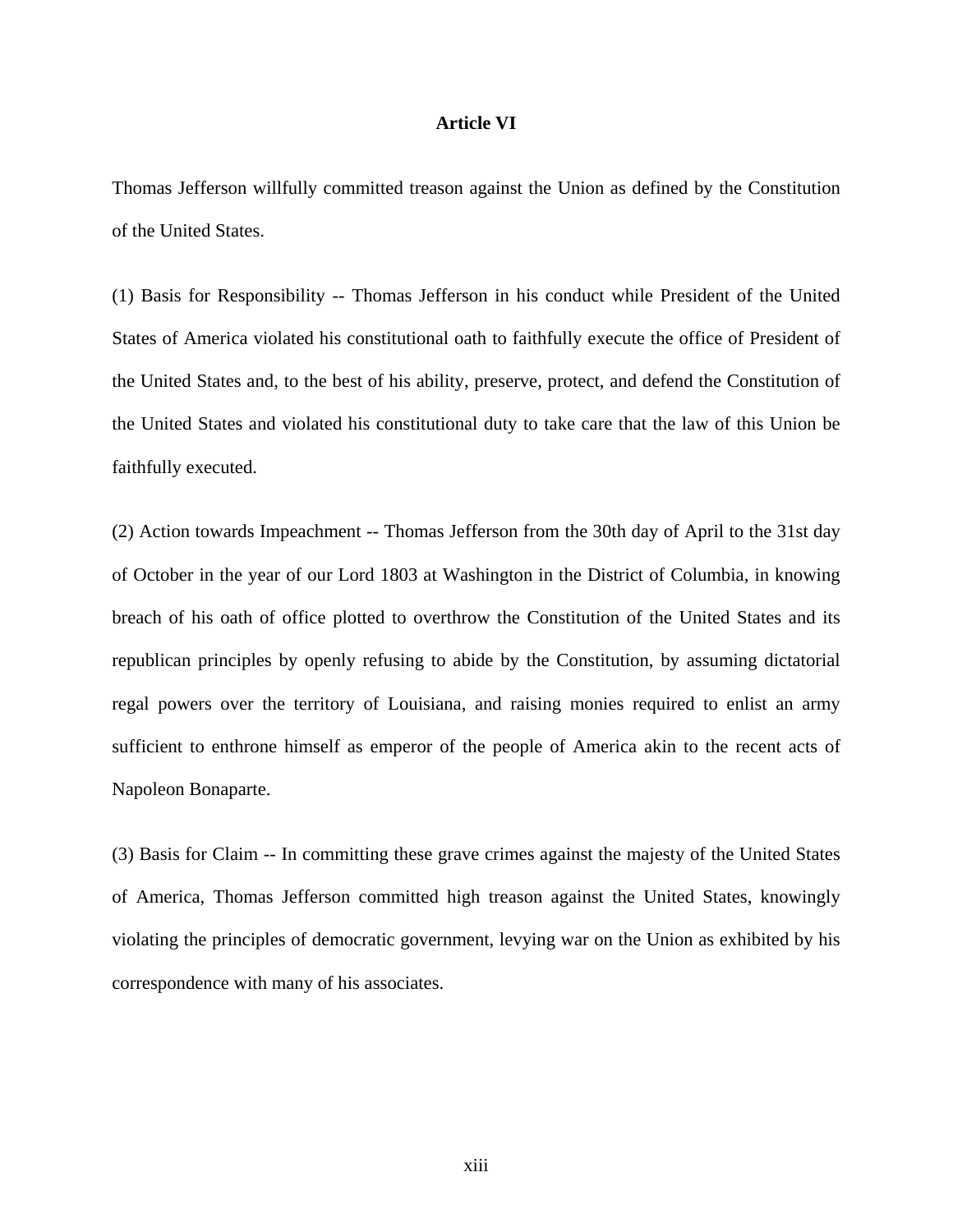## Article VI

Thomas Jefferson willfully committed treason against the Union as defined by the Constitution of the United States.

(1) Basis for Responsibility -- Thomas Jefferson in his conduct while President of the United States of America violated his constitutional oath to faithfully execute the office of President of the United States and, to the best of his ability, preserve, protect, and defend the Constitution of the United States and violated his constitutional duty to take care that the law of this Union be faithfully executed.

(2) Action towards Impeachment -- Thomas Jefferson from the 30th day of April to the 31st day of October in the year of our Lord 1803 at Washington in the District of Columbia, in knowing breach of his oath of office plotted to overthrow the Constitution of the United States and its republican principles by openly refusing to abide by the Constitution, by assuming dictatorial regal powers over the territory of Louisiana, and raising monies required to enlist an army sufficient to enthrone himself as emperor of the people of America akin to the recent acts of Napoleon Bonaparte.

(3) Basis for Claim -- In committing these grave crimes against the majesty of the United States of America, Thomas Jefferson committed high treason against the United States, knowingly violating the principles of democratic government, levying war on the Union as exhibited by his correspondence with many of his associates.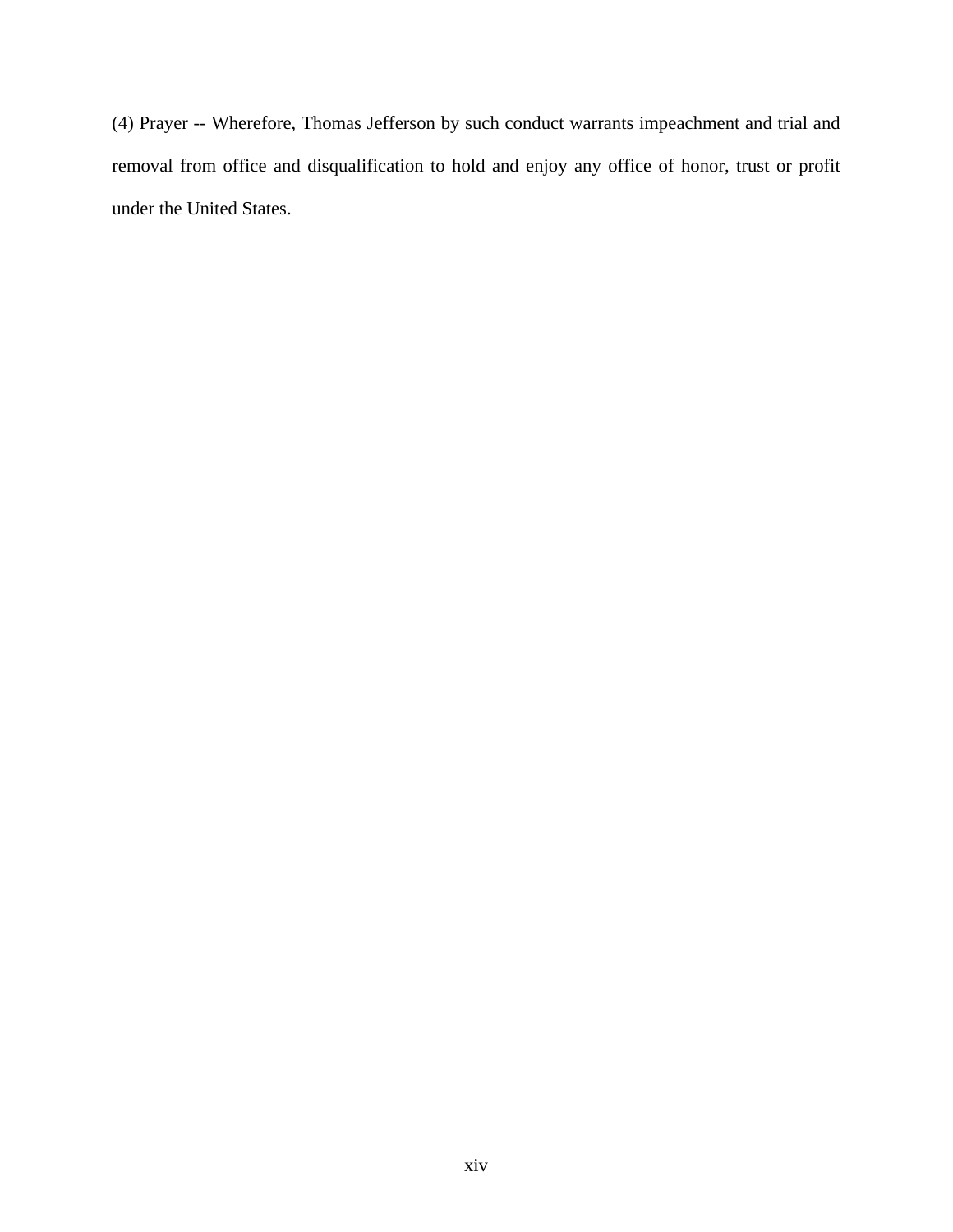(4) Prayer -- Wherefore, Thomas Jefferson by such conduct warrants impeachment and trial and removal from office and disqualification to hold and enjoy any office of honor, trust or profit under the United States.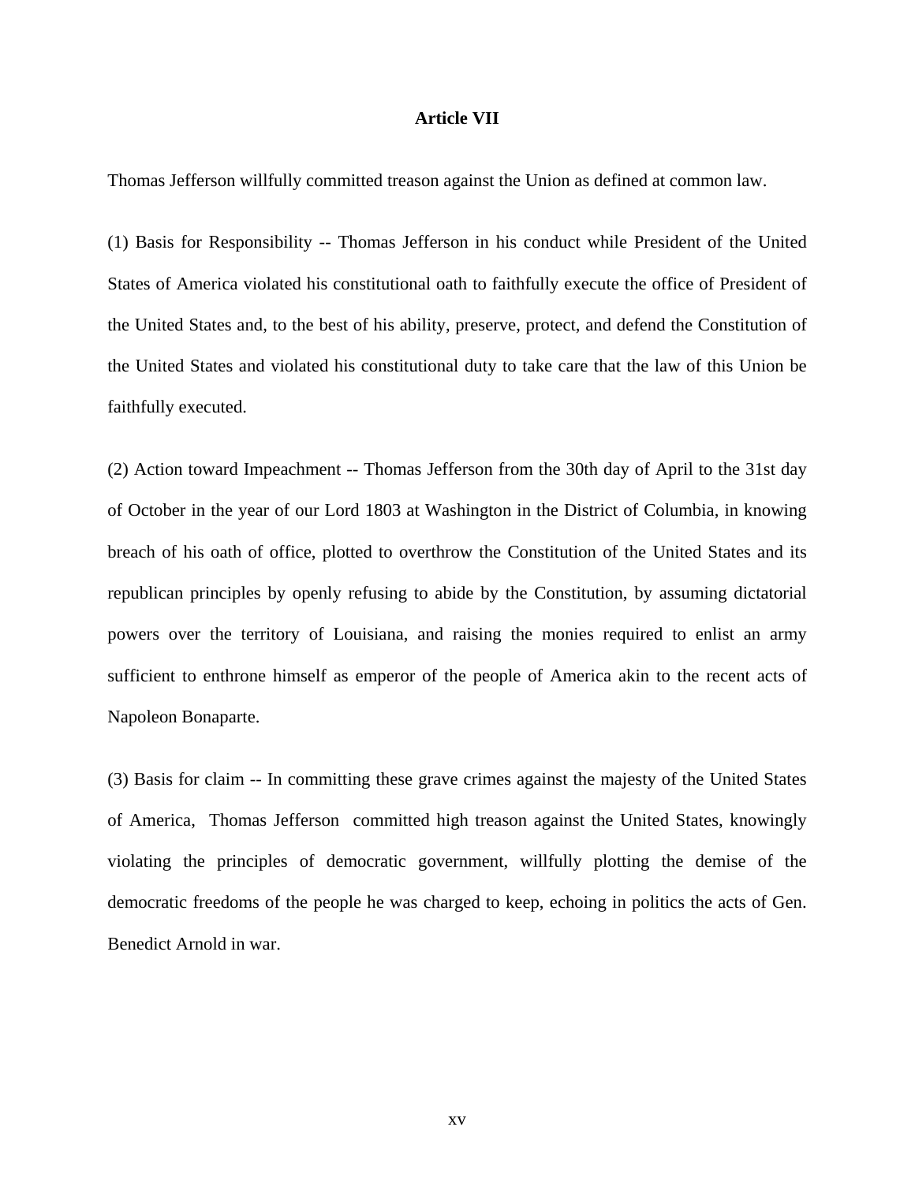**Article VII**

Thomas Jefferson willfully committed treason against the Union as defined at common law.

(1) Basis for Responsibility -- Thomas Jefferson in his conduct while President of the United States of America violated his constitutional oath to faithfully execute the office of President of the United States and, to the best of his ability, preserve, protect, and defend the Constitution of the United States and violated his constitutional duty to take care that the law of this Union be faithfully executed.

(2) Action toward Impeachment -- Thomas Jefferson from the 30th day of April to the 31st day of October in the year of our Lord 1803 at Washington in the District of Columbia, in knowing breach of his oath of office, plotted to overthrow the Constitution of the United States and its republican principles by openly refusing to abide by the Constitution, by assuming dictatorial powers over the territory of Louisiana, and raising the monies required to enlist an army sufficient to enthrone himself as emperor of the people of America akin to the recent acts of Napoleon Bonaparte.

(3) Basis for claim -- In committing these grave crimes against the majesty of the United States of America, Thomas Jefferson committed high treason against the United States, knowingly violating the principles of democratic government, willfully plotting the demise of the democratic freedoms of the people he was charged to keep, echoing in politics the acts of Gen. Benedict Arnold in war.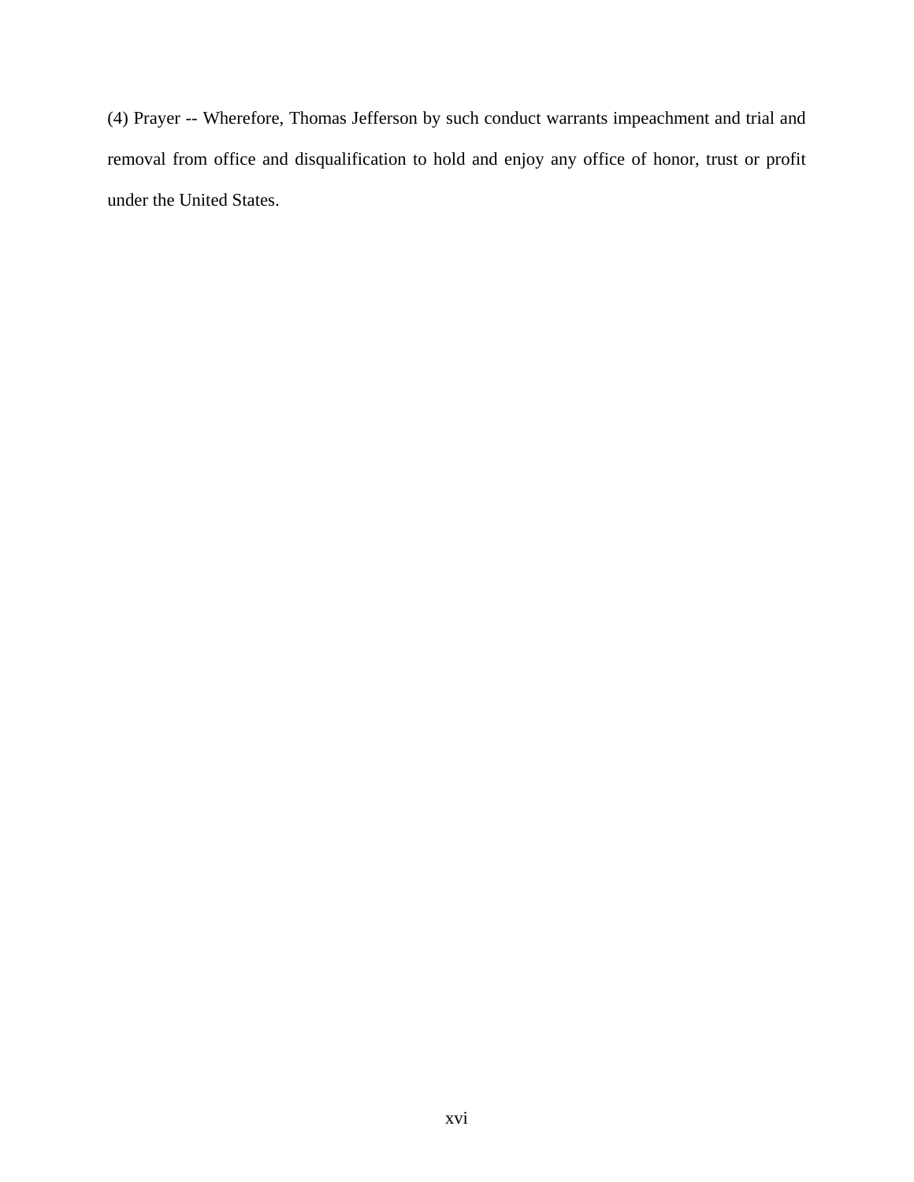(4) Prayer -- Wherefore, Thomas Jefferson by such conduct warrants impeachment and trial and removal from office and disqualification to hold and enjoy any office of honor, trust or profit under the United States.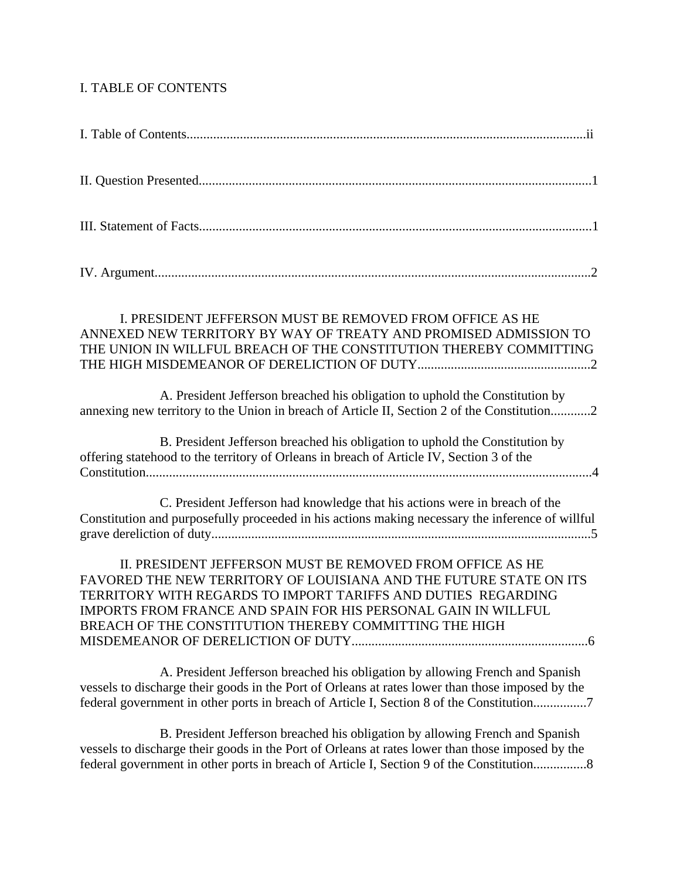# I. TABLE OF CONTENTS

I. Table of Contents........................................................................................................................ii

II. Question Presented.....................................................................................................................1

III. Statement of Facts.....................................................................................................................1

IV. Argument..................................................................................................................................2

I. PRESIDENT JEFFERSON MUST BE REMOVED FROM OFFICE AS HE ANNEXED NEW TERRITORY BY WAY OF TREATY AND PROMISED ADMISSION TO THE UNION IN WILLFUL BREACH OF THE CONSTITUTION THEREBY COMMITTING THE HIGH MISDEMEANOR OF DERELICTION OF DUTY....................................................2

A. President Jefferson breached his obligation to uphold the Constitution by annexing new territory to the Union in breach of Article II, Section 2 of the Constitution............2

B. President Jefferson breached his obligation to uphold the Constitution by offering statehood to the territory of Orleans in breach of Article IV, Section 3 of the Constitution.....................................................................................................................................4

C. President Jefferson had knowledge that his actions were in breach of the Constitution and purposefully proceeded in his actions making necessary the inference of willful grave dereliction of duty.................................................................................................................5

II. PRESIDENT JEFFERSON MUST BE REMOVED FROM OFFICE AS HE FAVORED THE NEW TERRITORY OF LOUISIANA AND THE FUTURE STATE ON ITS TERRITORY WITH REGARDS TO IMPORT TARIFFS AND DUTIES REGARDING IMPORTS FROM FRANCE AND SPAIN FOR HIS PERSONAL GAIN IN WILLFUL BREACH OF THE CONSTITUTION THEREBY COMMITTING THE HIGH MISDEMEANOR OF DERELICTION OF DUTY.......................................................................6

A. President Jefferson breached his obligation by allowing French and Spanish vessels to discharge their goods in the Port of Orleans at rates lower than those imposed by the federal government in other ports in breach of Article I, Section 8 of the Constitution................7

B. President Jefferson breached his obligation by allowing French and Spanish vessels to discharge their goods in the Port of Orleans at rates lower than those imposed by the federal government in other ports in breach of Article I, Section 9 of the Constitution................8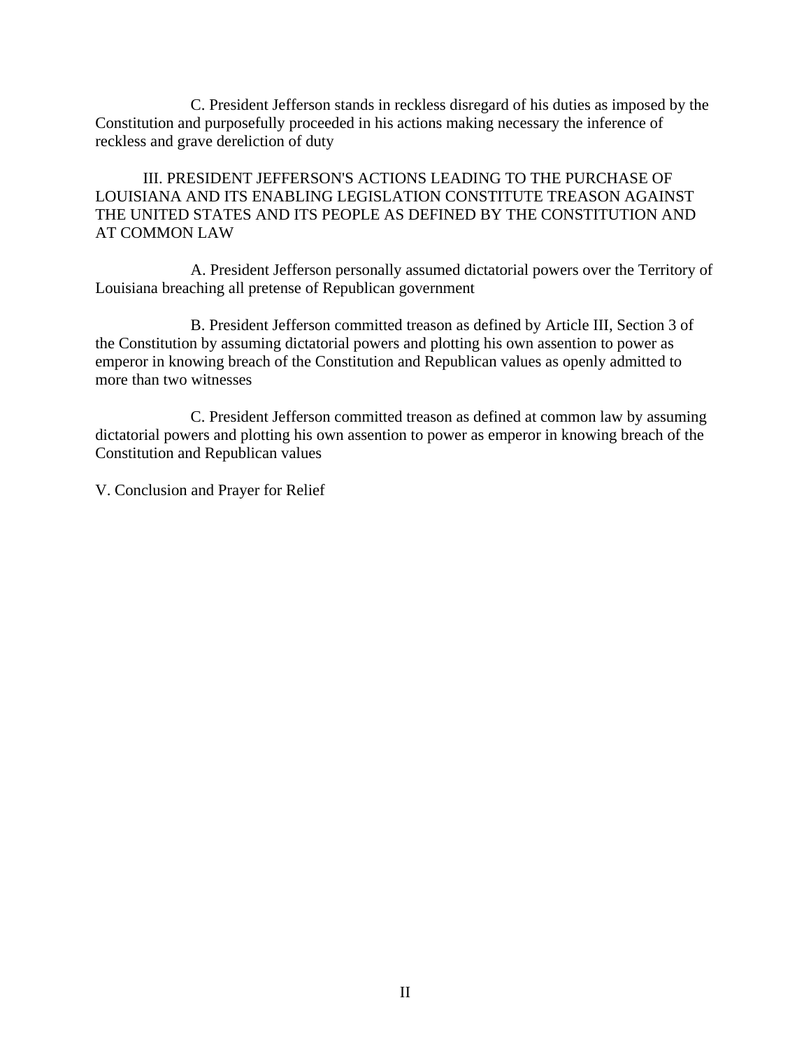C. President Jefferson stands in reckless disregard of his duties as imposed by the Constitution and purposefully proceeded in his actions making necessary the inference of reckless and grave dereliction of duty

III. PRESIDENT JEFFERSON'S ACTIONS LEADING TO THE PURCHASE OF LOUISIANA AND ITS ENABLING LEGISLATION CONSTITUTE TREASON AGAINST THE UNITED STATES AND ITS PEOPLE AS DEFINED BY THE CONSTITUTION AND AT COMMON LAW

A. President Jefferson personally assumed dictatorial powers over the Territory of Louisiana breaching all pretense of Republican government

B. President Jefferson committed treason as defined by Article III, Section 3 of the Constitution by assuming dictatorial powers and plotting his own assention to power as emperor in knowing breach of the Constitution and Republican values as openly admitted to more than two witnesses

C. President Jefferson committed treason as defined at common law by assuming dictatorial powers and plotting his own assention to power as emperor in knowing breach of the Constitution and Republican values

V. Conclusion and Prayer for Relief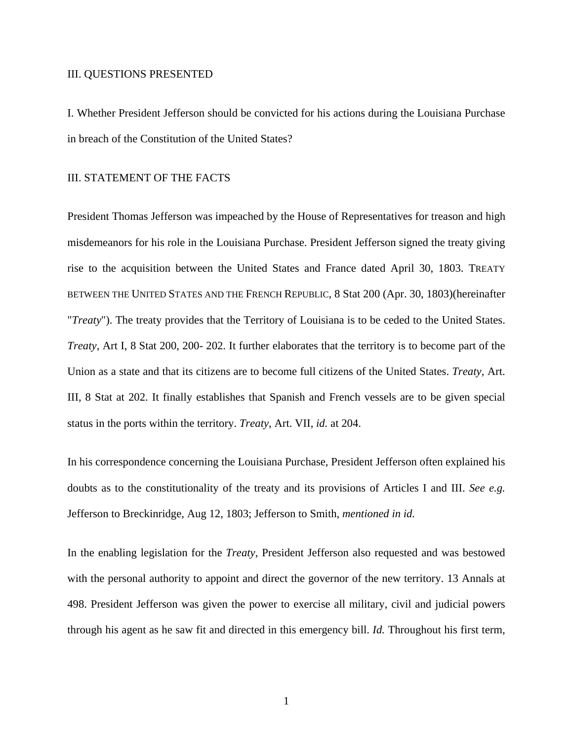III. QUESTIONS PRESENTED

I. Whether President Jefferson should be convicted for his actions during the Louisiana Purchase in breach of the Constitution of the United States?

III. STATEMENT OF THE FACTS

President Thomas Jefferson was impeached by the House of Representatives for treason and high misdemeanors for his role in the Louisiana Purchase. President Jefferson signed the treaty giving rise to the acquisition between the United States and France dated April 30, 1803. TREATY BETWEEN THE UNITED STATES AND THE FRENCH REPUBLIC, 8 Stat 200 (Apr. 30, 1803)(hereinafter "*Treaty*"). The treaty provides that the Territory of Louisiana is to be ceded to the United States. *Treaty*, Art I, 8 Stat 200, 200- 202. It further elaborates that the territory is to become part of the Union as a state and that its citizens are to become full citizens of the United States. *Treaty*, Art. III, 8 Stat at 202. It finally establishes that Spanish and French vessels are to be given special status in the ports within the territory. *Treaty*, Art. VII, *id.* at 204.

In his correspondence concerning the Louisiana Purchase, President Jefferson often explained his doubts as to the constitutionality of the treaty and its provisions of Articles I and III. *See e.g.* Jefferson to Breckinridge, Aug 12, 1803; Jefferson to Smith, *mentioned in id.*

In the enabling legislation for the *Treaty*, President Jefferson also requested and was bestowed with the personal authority to appoint and direct the governor of the new territory. 13 Annals at 498. President Jefferson was given the power to exercise all military, civil and judicial powers through his agent as he saw fit and directed in this emergency bill. *Id.* Throughout his first term,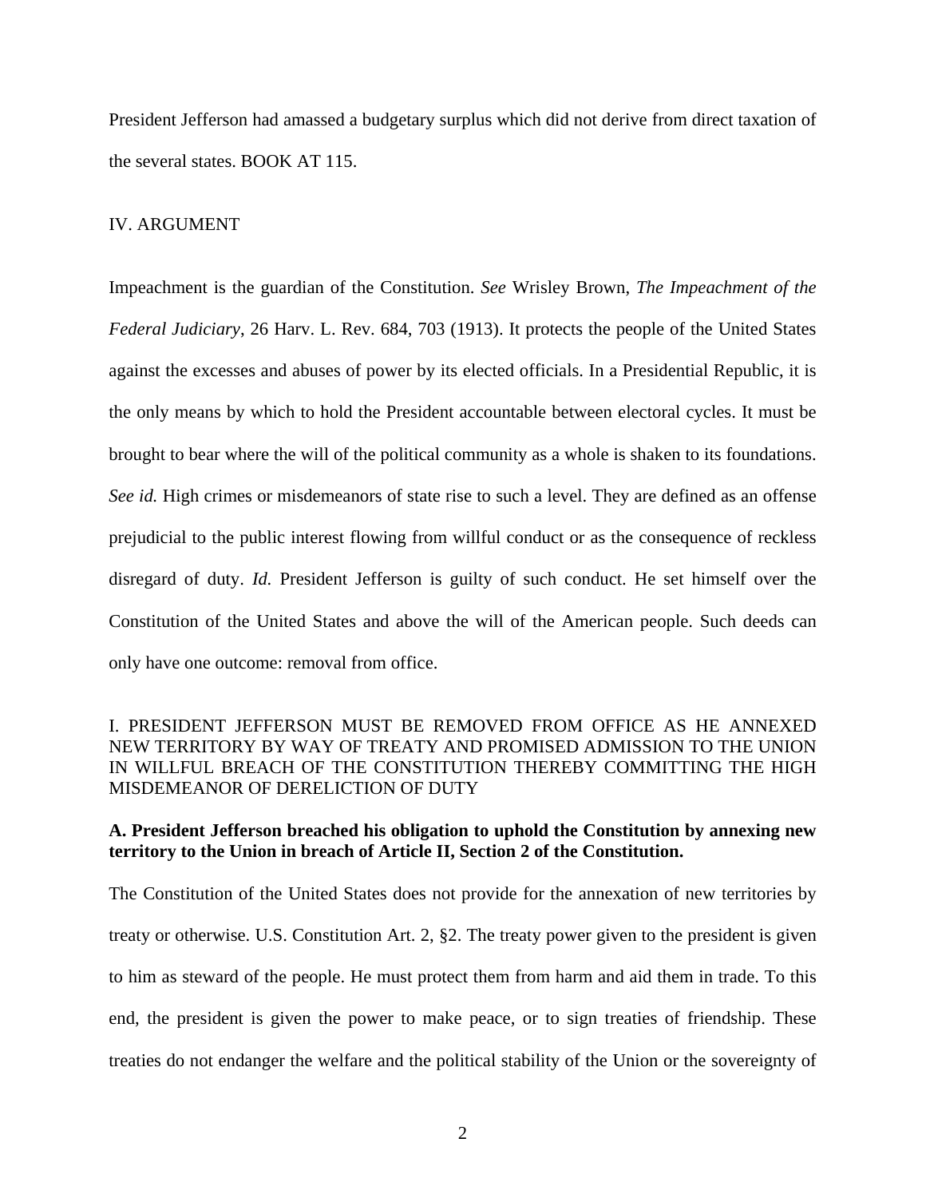President Jefferson had amassed a budgetary surplus which did not derive from direct taxation of the several states. BOOK AT 115.

## IV. ARGUMENT

Impeachment is the guardian of the Constitution. *See* Wrisley Brown, *The Impeachment of the Federal Judiciary*, 26 Harv. L. Rev. 684, 703 (1913). It protects the people of the United States against the excesses and abuses of power by its elected officials. In a Presidential Republic, it is the only means by which to hold the President accountable between electoral cycles. It must be brought to bear where the will of the political community as a whole is shaken to its foundations. *See id.* High crimes or misdemeanors of state rise to such a level. They are defined as an offense prejudicial to the public interest flowing from willful conduct or as the consequence of reckless disregard of duty. *Id.* President Jefferson is guilty of such conduct. He set himself over the Constitution of the United States and above the will of the American people. Such deeds can only have one outcome: removal from office.

### I. PRESIDENT JEFFERSON MUST BE REMOVED FROM OFFICE AS HE ANNEXED NEW TERRITORY BY WAY OF TREATY AND PROMISED ADMISSION TO THE UNION IN WILLFUL BREACH OF THE CONSTITUTION THEREBY COMMITTING THE HIGH MISDEMEANOR OF DERELICTION OF DUTY

**A. President Jefferson breached his obligation to uphold the Constitution by annexing new territory to the Union in breach of Article II, Section 2 of the Constitution.**

The Constitution of the United States does not provide for the annexation of new territories by treaty or otherwise. U.S. Constitution Art. 2, §2. The treaty power given to the president is given to him as steward of the people. He must protect them from harm and aid them in trade. To this end, the president is given the power to make peace, or to sign treaties of friendship. These treaties do not endanger the welfare and the political stability of the Union or the sovereignty of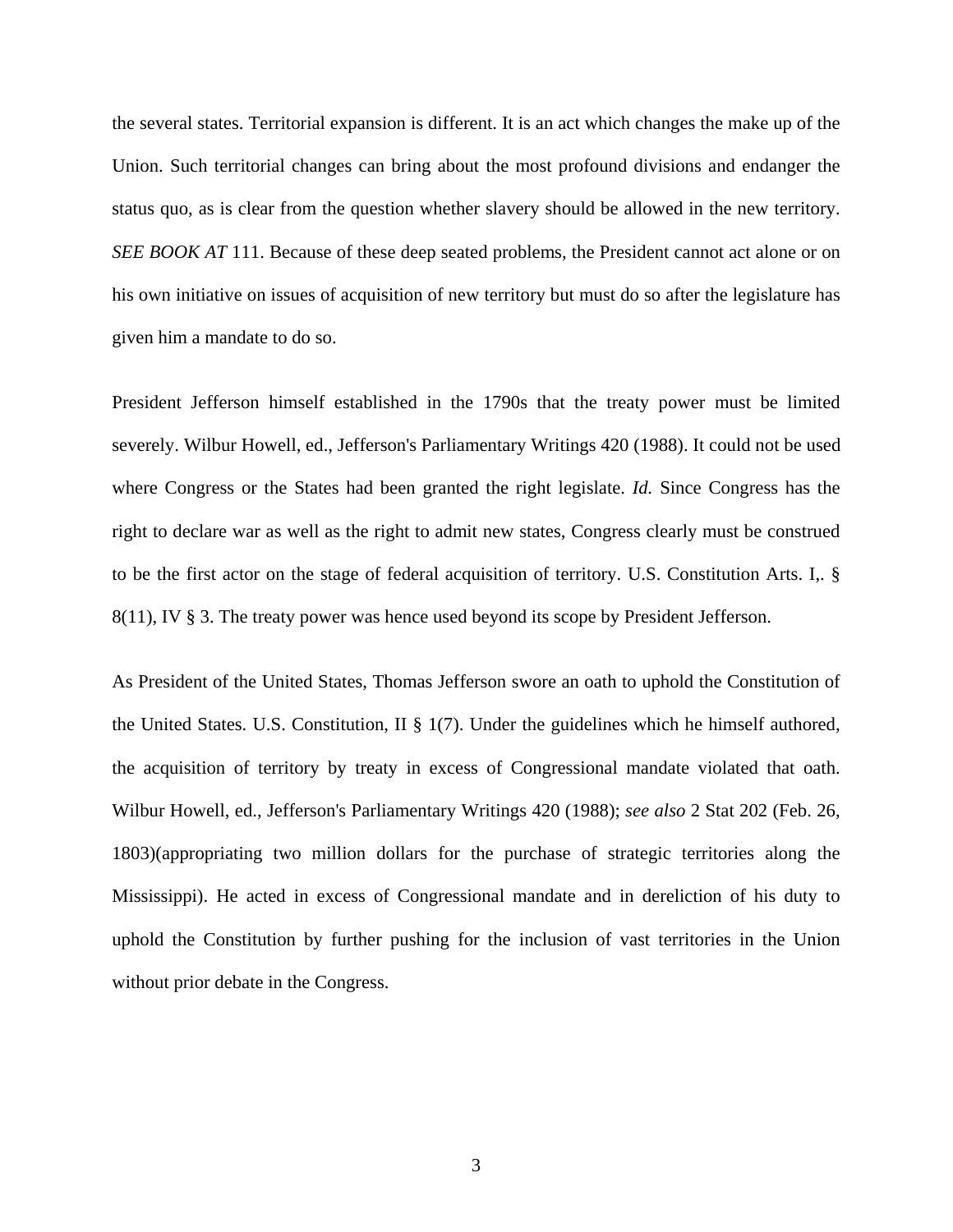the several states. Territorial expansion is different. It is an act which changes the make up of the Union. Such territorial changes can bring about the most profound divisions and endanger the status quo, as is clear from the question whether slavery should be allowed in the new territory. *SEE BOOK AT* 111. Because of these deep seated problems, the President cannot act alone or on his own initiative on issues of acquisition of new territory but must do so after the legislature has given him a mandate to do so.

President Jefferson himself established in the 1790s that the treaty power must be limited severely. Wilbur Howell, ed., Jefferson's Parliamentary Writings 420 (1988). It could not be used where Congress or the States had been granted the right legislate. *Id.* Since Congress has the right to declare war as well as the right to admit new states, Congress clearly must be construed to be the first actor on the stage of federal acquisition of territory. U.S. Constitution Arts. I,. § 8(11), IV § 3. The treaty power was hence used beyond its scope by President Jefferson.

As President of the United States, Thomas Jefferson swore an oath to uphold the Constitution of the United States. U.S. Constitution, II § 1(7). Under the guidelines which he himself authored, the acquisition of territory by treaty in excess of Congressional mandate violated that oath. Wilbur Howell, ed., Jefferson's Parliamentary Writings 420 (1988); *see also* 2 Stat 202 (Feb. 26, 1803)(appropriating two million dollars for the purchase of strategic territories along the Mississippi). He acted in excess of Congressional mandate and in dereliction of his duty to uphold the Constitution by further pushing for the inclusion of vast territories in the Union without prior debate in the Congress.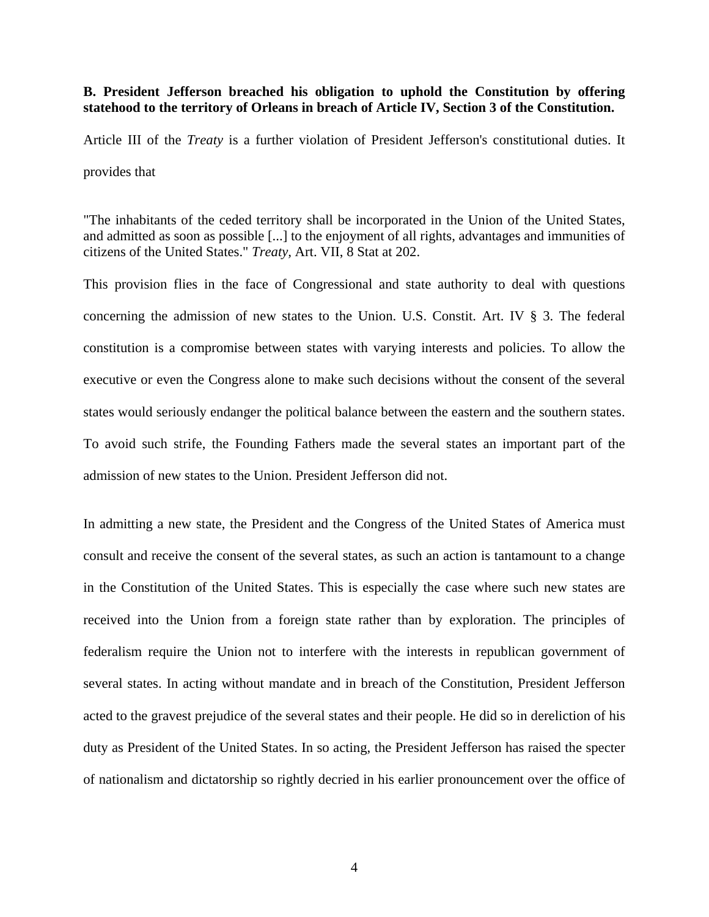**B. President Jefferson breached his obligation to uphold the Constitution by offering statehood to the territory of Orleans in breach of Article IV, Section 3 of the Constitution.**

Article III of the *Treaty* is a further violation of President Jefferson's constitutional duties. It provides that

"The inhabitants of the ceded territory shall be incorporated in the Union of the United States, and admitted as soon as possible [...] to the enjoyment of all rights, advantages and immunities of citizens of the United States." *Treaty*, Art. VII, 8 Stat at 202.

This provision flies in the face of Congressional and state authority to deal with questions concerning the admission of new states to the Union. U.S. Constit. Art. IV § 3. The federal constitution is a compromise between states with varying interests and policies. To allow the executive or even the Congress alone to make such decisions without the consent of the several states would seriously endanger the political balance between the eastern and the southern states. To avoid such strife, the Founding Fathers made the several states an important part of the admission of new states to the Union. President Jefferson did not.

In admitting a new state, the President and the Congress of the United States of America must consult and receive the consent of the several states, as such an action is tantamount to a change in the Constitution of the United States. This is especially the case where such new states are received into the Union from a foreign state rather than by exploration. The principles of federalism require the Union not to interfere with the interests in republican government of several states. In acting without mandate and in breach of the Constitution, President Jefferson acted to the gravest prejudice of the several states and their people. He did so in dereliction of his duty as President of the United States. In so acting, the President Jefferson has raised the specter of nationalism and dictatorship so rightly decried in his earlier pronouncement over the office of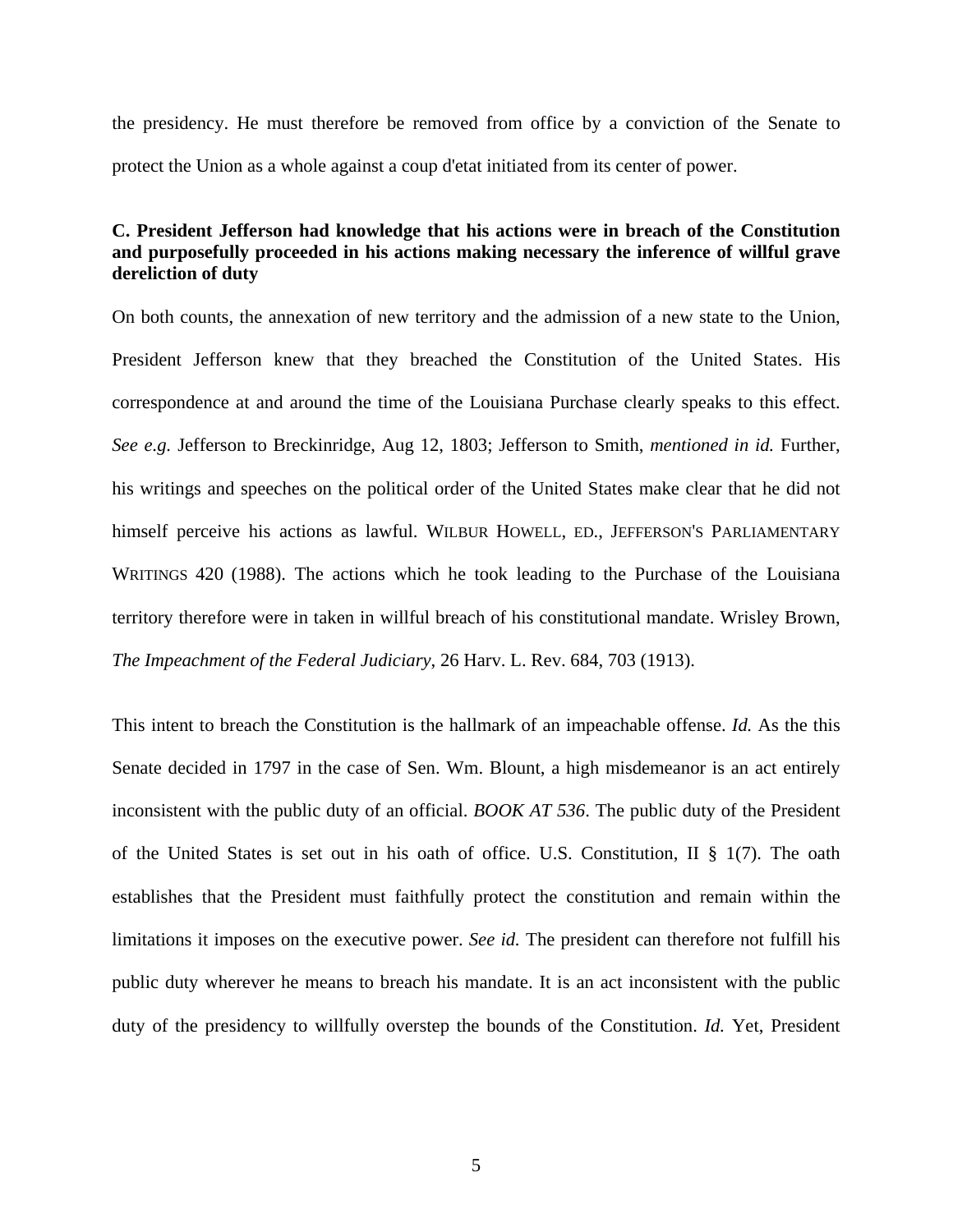the presidency. He must therefore be removed from office by a conviction of the Senate to protect the Union as a whole against a coup d'etat initiated from its center of power.

**C. President Jefferson had knowledge that his actions were in breach of the Constitution and purposefully proceeded in his actions making necessary the inference of willful grave dereliction of duty**

On both counts, the annexation of new territory and the admission of a new state to the Union, President Jefferson knew that they breached the Constitution of the United States. His correspondence at and around the time of the Louisiana Purchase clearly speaks to this effect. *See e.g.* Jefferson to Breckinridge, Aug 12, 1803; Jefferson to Smith, *mentioned in id.* Further, his writings and speeches on the political order of the United States make clear that he did not himself perceive his actions as lawful. WILBUR HOWELL, ED., JEFFERSON'S PARLIAMENTARY WRITINGS 420 (1988). The actions which he took leading to the Purchase of the Louisiana territory therefore were in taken in willful breach of his constitutional mandate. Wrisley Brown, *The Impeachment of the Federal Judiciary,* 26 Harv. L. Rev. 684, 703 (1913).

This intent to breach the Constitution is the hallmark of an impeachable offense. *Id.* As the this Senate decided in 1797 in the case of Sen. Wm. Blount, a high misdemeanor is an act entirely inconsistent with the public duty of an official. *BOOK AT 536*. The public duty of the President of the United States is set out in his oath of office. U.S. Constitution, II § 1(7). The oath establishes that the President must faithfully protect the constitution and remain within the limitations it imposes on the executive power. *See id.* The president can therefore not fulfill his public duty wherever he means to breach his mandate. It is an act inconsistent with the public duty of the presidency to willfully overstep the bounds of the Constitution. *Id.* Yet, President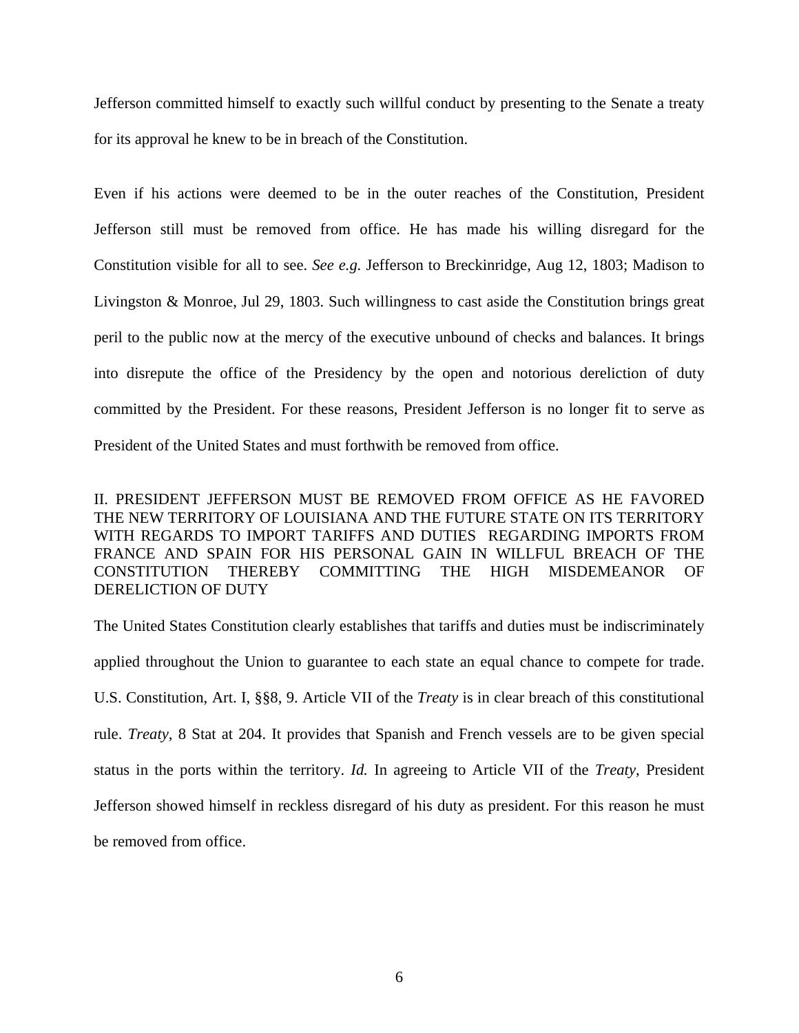Jefferson committed himself to exactly such willful conduct by presenting to the Senate a treaty for its approval he knew to be in breach of the Constitution.

Even if his actions were deemed to be in the outer reaches of the Constitution, President Jefferson still must be removed from office. He has made his willing disregard for the Constitution visible for all to see. *See e.g.* Jefferson to Breckinridge, Aug 12, 1803; Madison to Livingston & Monroe, Jul 29, 1803. Such willingness to cast aside the Constitution brings great peril to the public now at the mercy of the executive unbound of checks and balances. It brings into disrepute the office of the Presidency by the open and notorious dereliction of duty committed by the President. For these reasons, President Jefferson is no longer fit to serve as President of the United States and must forthwith be removed from office.

## II. PRESIDENT JEFFERSON MUST BE REMOVED FROM OFFICE AS HE FAVORED THE NEW TERRITORY OF LOUISIANA AND THE FUTURE STATE ON ITS TERRITORY WITH REGARDS TO IMPORT TARIFFS AND DUTIES REGARDING IMPORTS FROM FRANCE AND SPAIN FOR HIS PERSONAL GAIN IN WILLFUL BREACH OF THE CONSTITUTION THEREBY COMMITTING THE HIGH MISDEMEANOR OF DERELICTION OF DUTY

The United States Constitution clearly establishes that tariffs and duties must be indiscriminately applied throughout the Union to guarantee to each state an equal chance to compete for trade. U.S. Constitution, Art. I, §§8, 9. Article VII of the *Treaty* is in clear breach of this constitutional rule. *Treaty*, 8 Stat at 204. It provides that Spanish and French vessels are to be given special status in the ports within the territory. *Id.* In agreeing to Article VII of the *Treaty*, President Jefferson showed himself in reckless disregard of his duty as president. For this reason he must be removed from office.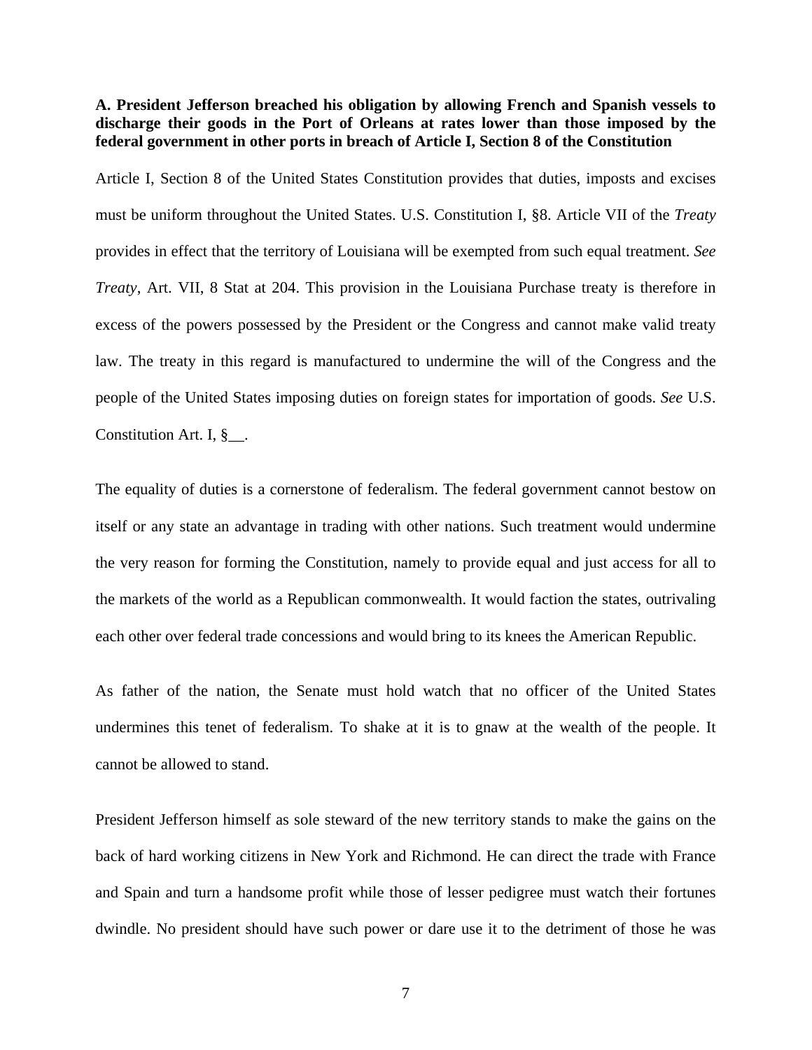**A. President Jefferson breached his obligation by allowing French and Spanish vessels to discharge their goods in the Port of Orleans at rates lower than those imposed by the federal government in other ports in breach of Article I, Section 8 of the Constitution**

Article I, Section 8 of the United States Constitution provides that duties, imposts and excises must be uniform throughout the United States. U.S. Constitution I, §8. Article VII of the *Treaty* provides in effect that the territory of Louisiana will be exempted from such equal treatment. *See Treaty*, Art. VII, 8 Stat at 204. This provision in the Louisiana Purchase treaty is therefore in excess of the powers possessed by the President or the Congress and cannot make valid treaty law. The treaty in this regard is manufactured to undermine the will of the Congress and the people of the United States imposing duties on foreign states for importation of goods. *See* U.S. Constitution Art. I, §__.

The equality of duties is a cornerstone of federalism. The federal government cannot bestow on itself or any state an advantage in trading with other nations. Such treatment would undermine the very reason for forming the Constitution, namely to provide equal and just access for all to the markets of the world as a Republican commonwealth. It would faction the states, outrivaling each other over federal trade concessions and would bring to its knees the American Republic.

As father of the nation, the Senate must hold watch that no officer of the United States undermines this tenet of federalism. To shake at it is to gnaw at the wealth of the people. It cannot be allowed to stand.

President Jefferson himself as sole steward of the new territory stands to make the gains on the back of hard working citizens in New York and Richmond. He can direct the trade with France and Spain and turn a handsome profit while those of lesser pedigree must watch their fortunes dwindle. No president should have such power or dare use it to the detriment of those he was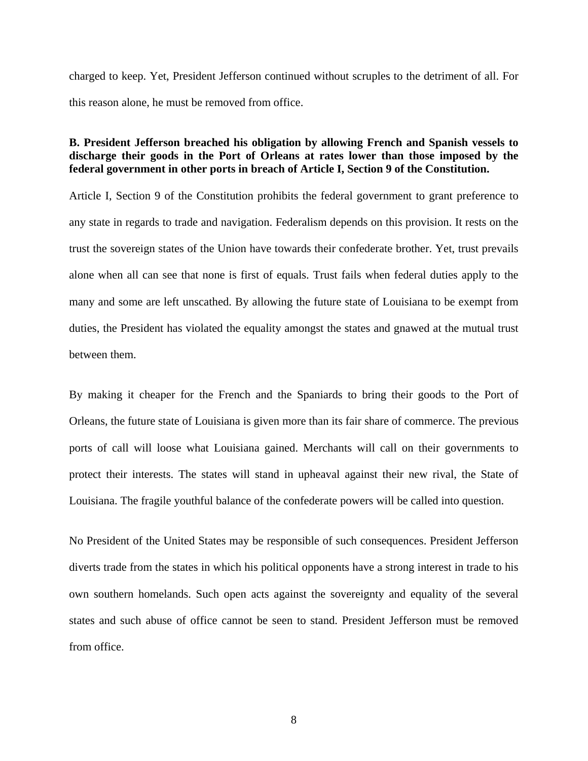charged to keep. Yet, President Jefferson continued without scruples to the detriment of all. For this reason alone, he must be removed from office.

**B. President Jefferson breached his obligation by allowing French and Spanish vessels to discharge their goods in the Port of Orleans at rates lower than those imposed by the federal government in other ports in breach of Article I, Section 9 of the Constitution.**

Article I, Section 9 of the Constitution prohibits the federal government to grant preference to any state in regards to trade and navigation. Federalism depends on this provision. It rests on the trust the sovereign states of the Union have towards their confederate brother. Yet, trust prevails alone when all can see that none is first of equals. Trust fails when federal duties apply to the many and some are left unscathed. By allowing the future state of Louisiana to be exempt from duties, the President has violated the equality amongst the states and gnawed at the mutual trust between them.

By making it cheaper for the French and the Spaniards to bring their goods to the Port of Orleans, the future state of Louisiana is given more than its fair share of commerce. The previous ports of call will loose what Louisiana gained. Merchants will call on their governments to protect their interests. The states will stand in upheaval against their new rival, the State of Louisiana. The fragile youthful balance of the confederate powers will be called into question.

No President of the United States may be responsible of such consequences. President Jefferson diverts trade from the states in which his political opponents have a strong interest in trade to his own southern homelands. Such open acts against the sovereignty and equality of the several states and such abuse of office cannot be seen to stand. President Jefferson must be removed from office.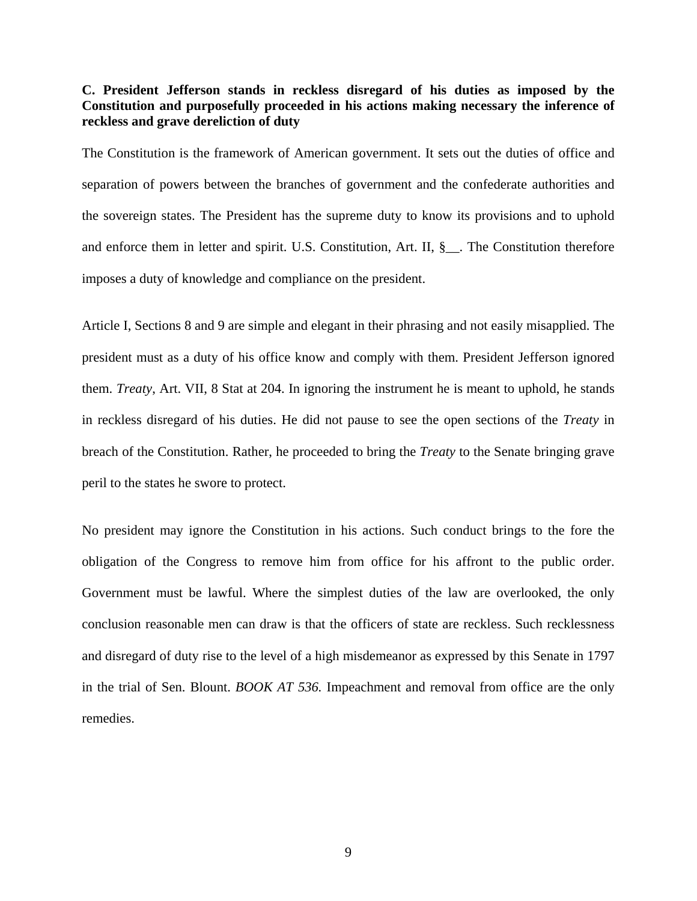**C. President Jefferson stands in reckless disregard of his duties as imposed by the Constitution and purposefully proceeded in his actions making necessary the inference of reckless and grave dereliction of duty**

The Constitution is the framework of American government. It sets out the duties of office and separation of powers between the branches of government and the confederate authorities and the sovereign states. The President has the supreme duty to know its provisions and to uphold and enforce them in letter and spirit. U.S. Constitution, Art. II, §__. The Constitution therefore imposes a duty of knowledge and compliance on the president.

Article I, Sections 8 and 9 are simple and elegant in their phrasing and not easily misapplied. The president must as a duty of his office know and comply with them. President Jefferson ignored them. *Treaty*, Art. VII, 8 Stat at 204. In ignoring the instrument he is meant to uphold, he stands in reckless disregard of his duties. He did not pause to see the open sections of the *Treaty* in breach of the Constitution. Rather, he proceeded to bring the *Treaty* to the Senate bringing grave peril to the states he swore to protect.

No president may ignore the Constitution in his actions. Such conduct brings to the fore the obligation of the Congress to remove him from office for his affront to the public order. Government must be lawful. Where the simplest duties of the law are overlooked, the only conclusion reasonable men can draw is that the officers of state are reckless. Such recklessness and disregard of duty rise to the level of a high misdemeanor as expressed by this Senate in 1797 in the trial of Sen. Blount. *BOOK AT 536.* Impeachment and removal from office are the only remedies.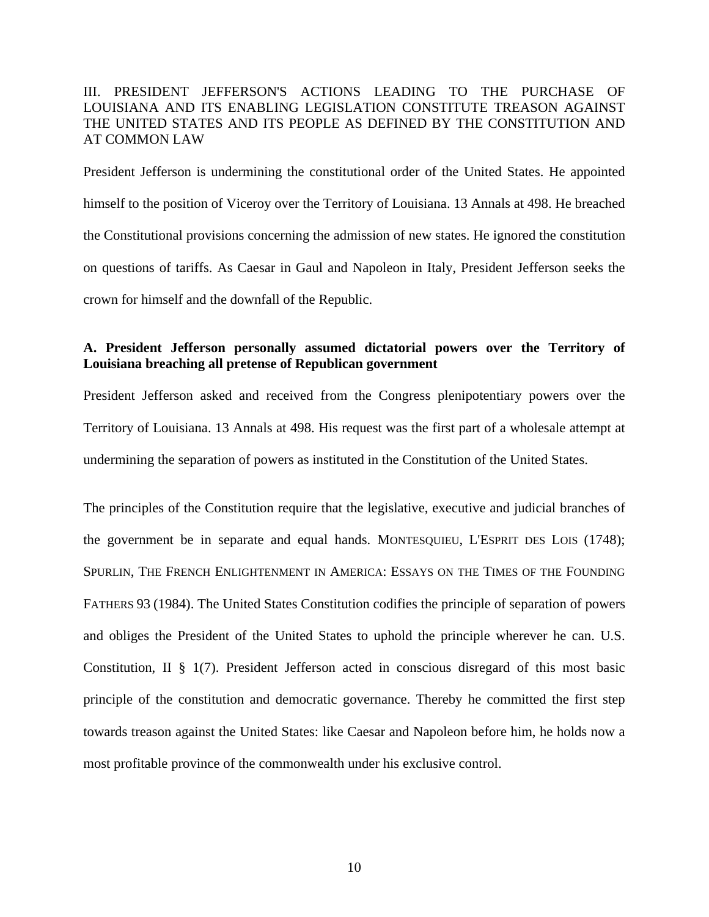## III. PRESIDENT JEFFERSON'S ACTIONS LEADING TO THE PURCHASE OF LOUISIANA AND ITS ENABLING LEGISLATION CONSTITUTE TREASON AGAINST THE UNITED STATES AND ITS PEOPLE AS DEFINED BY THE CONSTITUTION AND AT COMMON LAW

President Jefferson is undermining the constitutional order of the United States. He appointed himself to the position of Viceroy over the Territory of Louisiana. 13 Annals at 498. He breached the Constitutional provisions concerning the admission of new states. He ignored the constitution on questions of tariffs. As Caesar in Gaul and Napoleon in Italy, President Jefferson seeks the crown for himself and the downfall of the Republic.

### A. President Jefferson personally assumed dictatorial powers over the Territory of Louisiana breaching all pretense of Republican government

President Jefferson asked and received from the Congress plenipotentiary powers over the Territory of Louisiana. 13 Annals at 498. His request was the first part of a wholesale attempt at undermining the separation of powers as instituted in the Constitution of the United States.

The principles of the Constitution require that the legislative, executive and judicial branches of the government be in separate and equal hands. MONTESQUIEU, L'ESPRIT DES LOIS (1748); SPURLIN, THE FRENCH ENLIGHTENMENT IN AMERICA: ESSAYS ON THE TIMES OF THE FOUNDING FATHERS 93 (1984). The United States Constitution codifies the principle of separation of powers and obliges the President of the United States to uphold the principle wherever he can. U.S. Constitution, II § 1(7). President Jefferson acted in conscious disregard of this most basic principle of the constitution and democratic governance. Thereby he committed the first step towards treason against the United States: like Caesar and Napoleon before him, he holds now a most profitable province of the commonwealth under his exclusive control.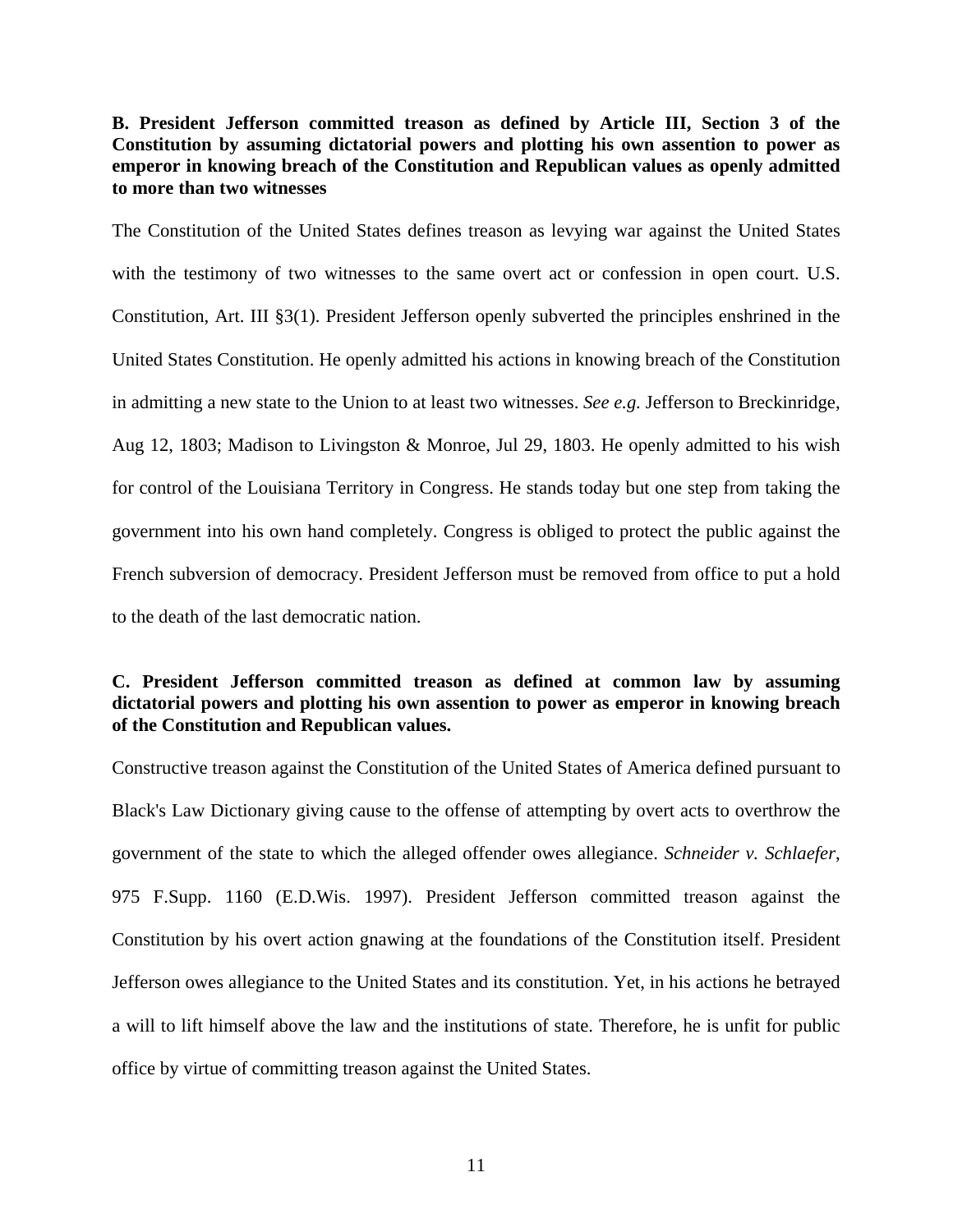**B. President Jefferson committed treason as defined by Article III, Section 3 of the Constitution by assuming dictatorial powers and plotting his own assention to power as emperor in knowing breach of the Constitution and Republican values as openly admitted to more than two witnesses**

The Constitution of the United States defines treason as levying war against the United States with the testimony of two witnesses to the same overt act or confession in open court. U.S. Constitution, Art. III §3(1). President Jefferson openly subverted the principles enshrined in the United States Constitution. He openly admitted his actions in knowing breach of the Constitution in admitting a new state to the Union to at least two witnesses. *See e.g.* Jefferson to Breckinridge, Aug 12, 1803; Madison to Livingston & Monroe, Jul 29, 1803. He openly admitted to his wish for control of the Louisiana Territory in Congress. He stands today but one step from taking the government into his own hand completely. Congress is obliged to protect the public against the French subversion of democracy. President Jefferson must be removed from office to put a hold to the death of the last democratic nation.

**C. President Jefferson committed treason as defined at common law by assuming dictatorial powers and plotting his own assention to power as emperor in knowing breach of the Constitution and Republican values.**

Constructive treason against the Constitution of the United States of America defined pursuant to Black's Law Dictionary giving cause to the offense of attempting by overt acts to overthrow the government of the state to which the alleged offender owes allegiance. *Schneider v. Schlaefer*, 975 F.Supp. 1160 (E.D.Wis. 1997). President Jefferson committed treason against the Constitution by his overt action gnawing at the foundations of the Constitution itself. President Jefferson owes allegiance to the United States and its constitution. Yet, in his actions he betrayed a will to lift himself above the law and the institutions of state. Therefore, he is unfit for public office by virtue of committing treason against the United States.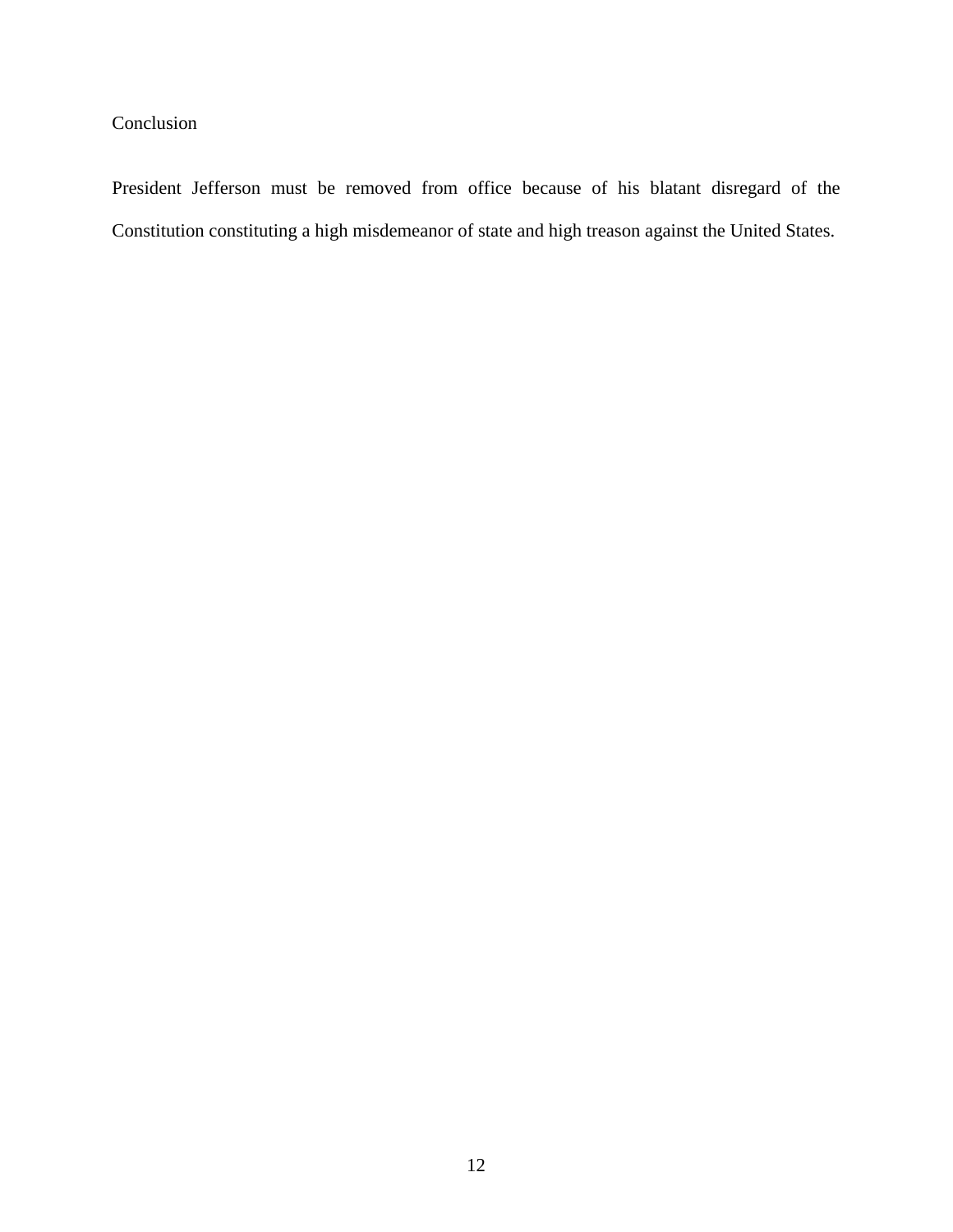## Conclusion

President Jefferson must be removed from office because of his blatant disregard of the Constitution constituting a high misdemeanor of state and high treason against the United States.